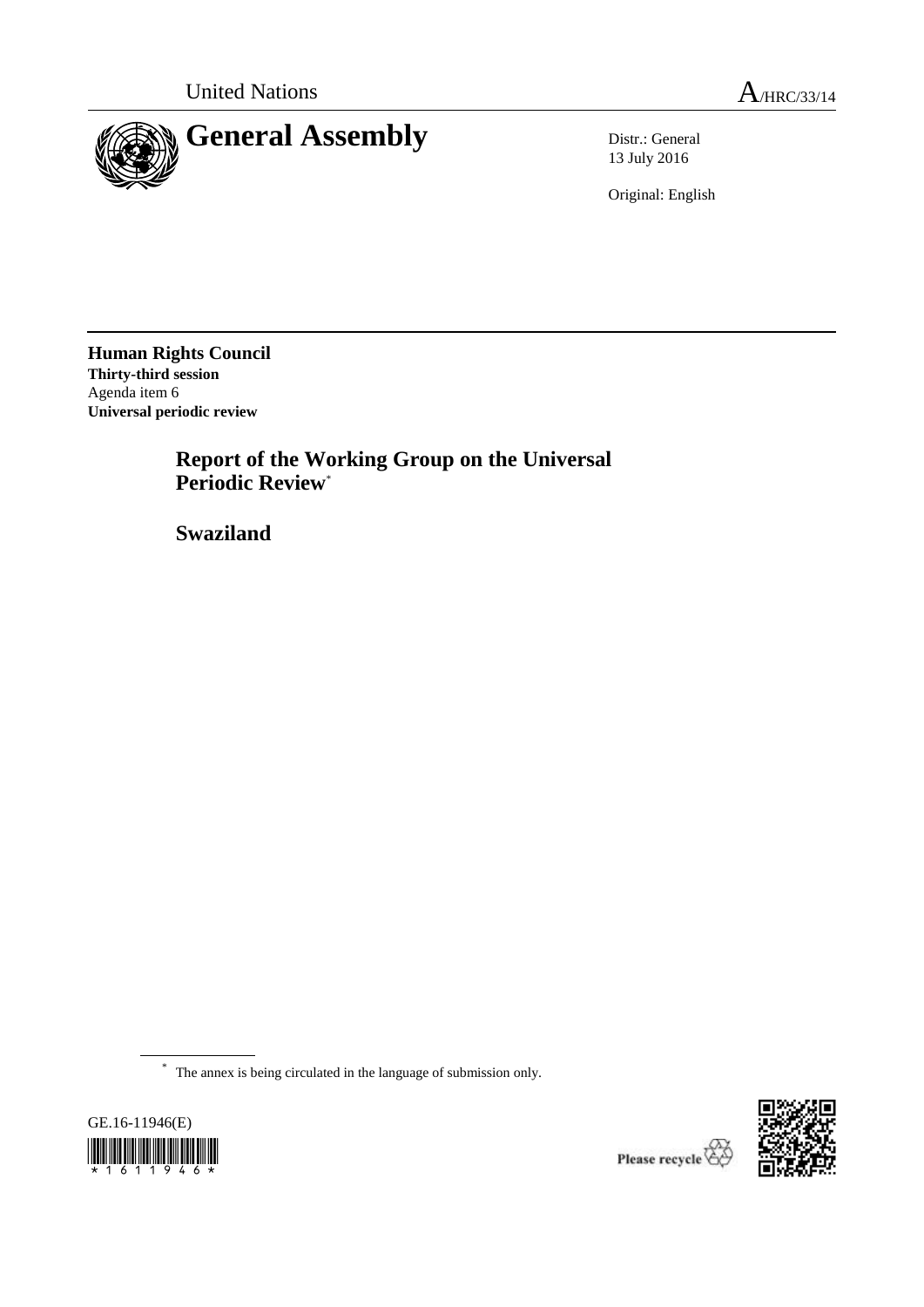United Nations A/HRC/33/14

# General Assembly

Distr.: General
13 July 2016

Original: English

**Human Rights Council**
**Thirty-third session**
Agenda item 6
**Universal periodic review**

## Report of the Working Group on the Universal Periodic Review*

## Swaziland

* The annex is being circulated in the language of submission only.

GE.16-11946(E)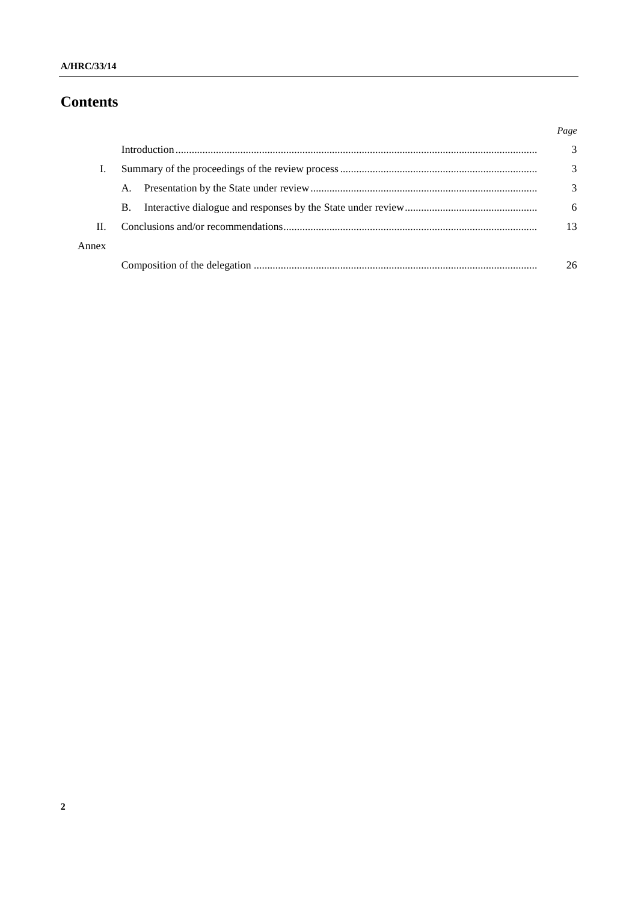# Contents

| | | Page |
|---|---|---|
| | Introduction | 3 |
| I. | Summary of the proceedings of the review process | 3 |
| | A. Presentation by the State under review | 3 |
| | B. Interactive dialogue and responses by the State under review | 6 |
| II. | Conclusions and/or recommendations | 13 |
| Annex | | |
| | Composition of the delegation | 26 |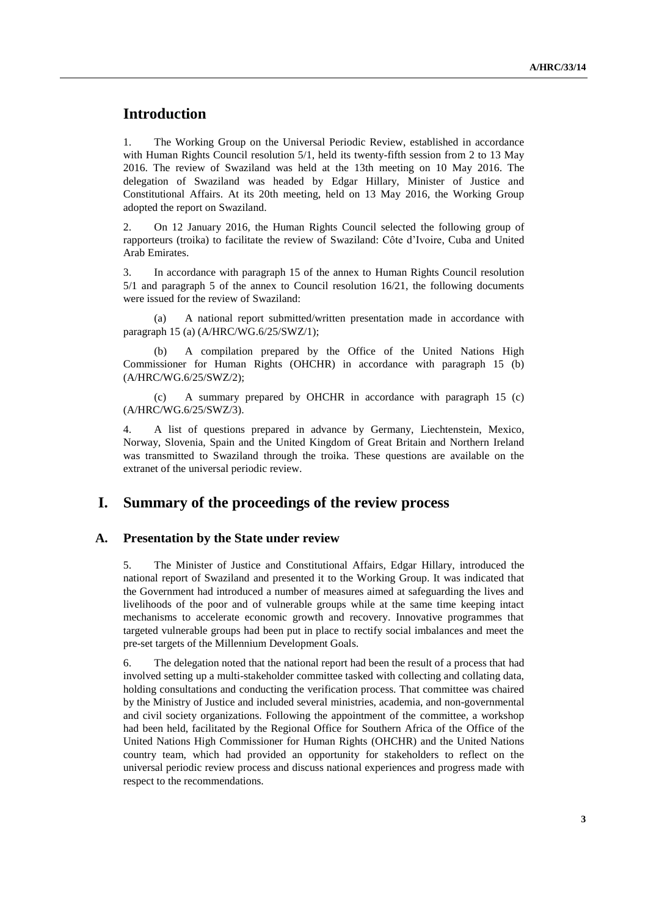# Introduction

1. The Working Group on the Universal Periodic Review, established in accordance with Human Rights Council resolution 5/1, held its twenty-fifth session from 2 to 13 May 2016. The review of Swaziland was held at the 13th meeting on 10 May 2016. The delegation of Swaziland was headed by Edgar Hillary, Minister of Justice and Constitutional Affairs. At its 20th meeting, held on 13 May 2016, the Working Group adopted the report on Swaziland.

2. On 12 January 2016, the Human Rights Council selected the following group of rapporteurs (troika) to facilitate the review of Swaziland: Côte d'Ivoire, Cuba and United Arab Emirates.

3. In accordance with paragraph 15 of the annex to Human Rights Council resolution 5/1 and paragraph 5 of the annex to Council resolution 16/21, the following documents were issued for the review of Swaziland:

(a) A national report submitted/written presentation made in accordance with paragraph 15 (a) (A/HRC/WG.6/25/SWZ/1);

(b) A compilation prepared by the Office of the United Nations High Commissioner for Human Rights (OHCHR) in accordance with paragraph 15 (b) (A/HRC/WG.6/25/SWZ/2);

(c) A summary prepared by OHCHR in accordance with paragraph 15 (c) (A/HRC/WG.6/25/SWZ/3).

4. A list of questions prepared in advance by Germany, Liechtenstein, Mexico, Norway, Slovenia, Spain and the United Kingdom of Great Britain and Northern Ireland was transmitted to Swaziland through the troika. These questions are available on the extranet of the universal periodic review.

# I. Summary of the proceedings of the review process

## A. Presentation by the State under review

5. The Minister of Justice and Constitutional Affairs, Edgar Hillary, introduced the national report of Swaziland and presented it to the Working Group. It was indicated that the Government had introduced a number of measures aimed at safeguarding the lives and livelihoods of the poor and of vulnerable groups while at the same time keeping intact mechanisms to accelerate economic growth and recovery. Innovative programmes that targeted vulnerable groups had been put in place to rectify social imbalances and meet the pre-set targets of the Millennium Development Goals.

6. The delegation noted that the national report had been the result of a process that had involved setting up a multi-stakeholder committee tasked with collecting and collating data, holding consultations and conducting the verification process. That committee was chaired by the Ministry of Justice and included several ministries, academia, and non-governmental and civil society organizations. Following the appointment of the committee, a workshop had been held, facilitated by the Regional Office for Southern Africa of the Office of the United Nations High Commissioner for Human Rights (OHCHR) and the United Nations country team, which had provided an opportunity for stakeholders to reflect on the universal periodic review process and discuss national experiences and progress made with respect to the recommendations.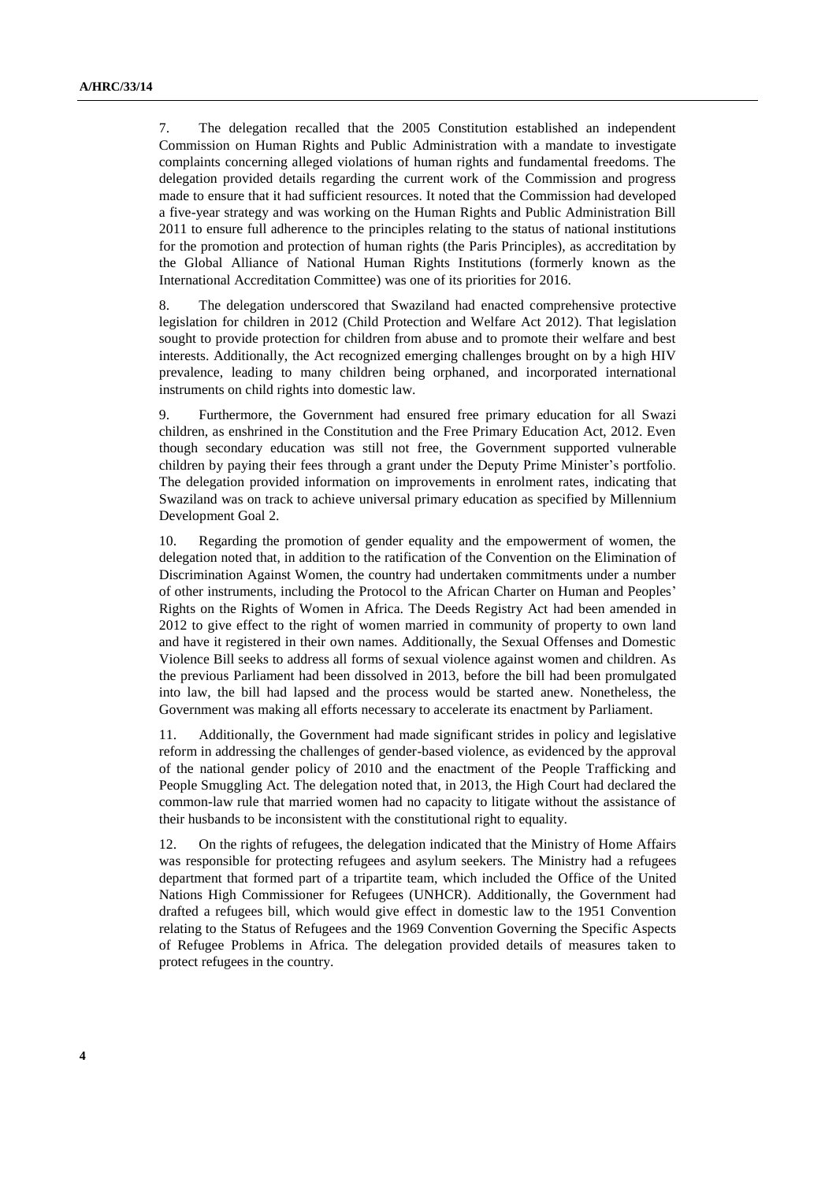7. The delegation recalled that the 2005 Constitution established an independent Commission on Human Rights and Public Administration with a mandate to investigate complaints concerning alleged violations of human rights and fundamental freedoms. The delegation provided details regarding the current work of the Commission and progress made to ensure that it had sufficient resources. It noted that the Commission had developed a five-year strategy and was working on the Human Rights and Public Administration Bill 2011 to ensure full adherence to the principles relating to the status of national institutions for the promotion and protection of human rights (the Paris Principles), as accreditation by the Global Alliance of National Human Rights Institutions (formerly known as the International Accreditation Committee) was one of its priorities for 2016.

8. The delegation underscored that Swaziland had enacted comprehensive protective legislation for children in 2012 (Child Protection and Welfare Act 2012). That legislation sought to provide protection for children from abuse and to promote their welfare and best interests. Additionally, the Act recognized emerging challenges brought on by a high HIV prevalence, leading to many children being orphaned, and incorporated international instruments on child rights into domestic law.

9. Furthermore, the Government had ensured free primary education for all Swazi children, as enshrined in the Constitution and the Free Primary Education Act, 2012. Even though secondary education was still not free, the Government supported vulnerable children by paying their fees through a grant under the Deputy Prime Minister's portfolio. The delegation provided information on improvements in enrolment rates, indicating that Swaziland was on track to achieve universal primary education as specified by Millennium Development Goal 2.

10. Regarding the promotion of gender equality and the empowerment of women, the delegation noted that, in addition to the ratification of the Convention on the Elimination of Discrimination Against Women, the country had undertaken commitments under a number of other instruments, including the Protocol to the African Charter on Human and Peoples' Rights on the Rights of Women in Africa. The Deeds Registry Act had been amended in 2012 to give effect to the right of women married in community of property to own land and have it registered in their own names. Additionally, the Sexual Offenses and Domestic Violence Bill seeks to address all forms of sexual violence against women and children. As the previous Parliament had been dissolved in 2013, before the bill had been promulgated into law, the bill had lapsed and the process would be started anew. Nonetheless, the Government was making all efforts necessary to accelerate its enactment by Parliament.

11. Additionally, the Government had made significant strides in policy and legislative reform in addressing the challenges of gender-based violence, as evidenced by the approval of the national gender policy of 2010 and the enactment of the People Trafficking and People Smuggling Act. The delegation noted that, in 2013, the High Court had declared the common-law rule that married women had no capacity to litigate without the assistance of their husbands to be inconsistent with the constitutional right to equality.

12. On the rights of refugees, the delegation indicated that the Ministry of Home Affairs was responsible for protecting refugees and asylum seekers. The Ministry had a refugees department that formed part of a tripartite team, which included the Office of the United Nations High Commissioner for Refugees (UNHCR). Additionally, the Government had drafted a refugees bill, which would give effect in domestic law to the 1951 Convention relating to the Status of Refugees and the 1969 Convention Governing the Specific Aspects of Refugee Problems in Africa. The delegation provided details of measures taken to protect refugees in the country.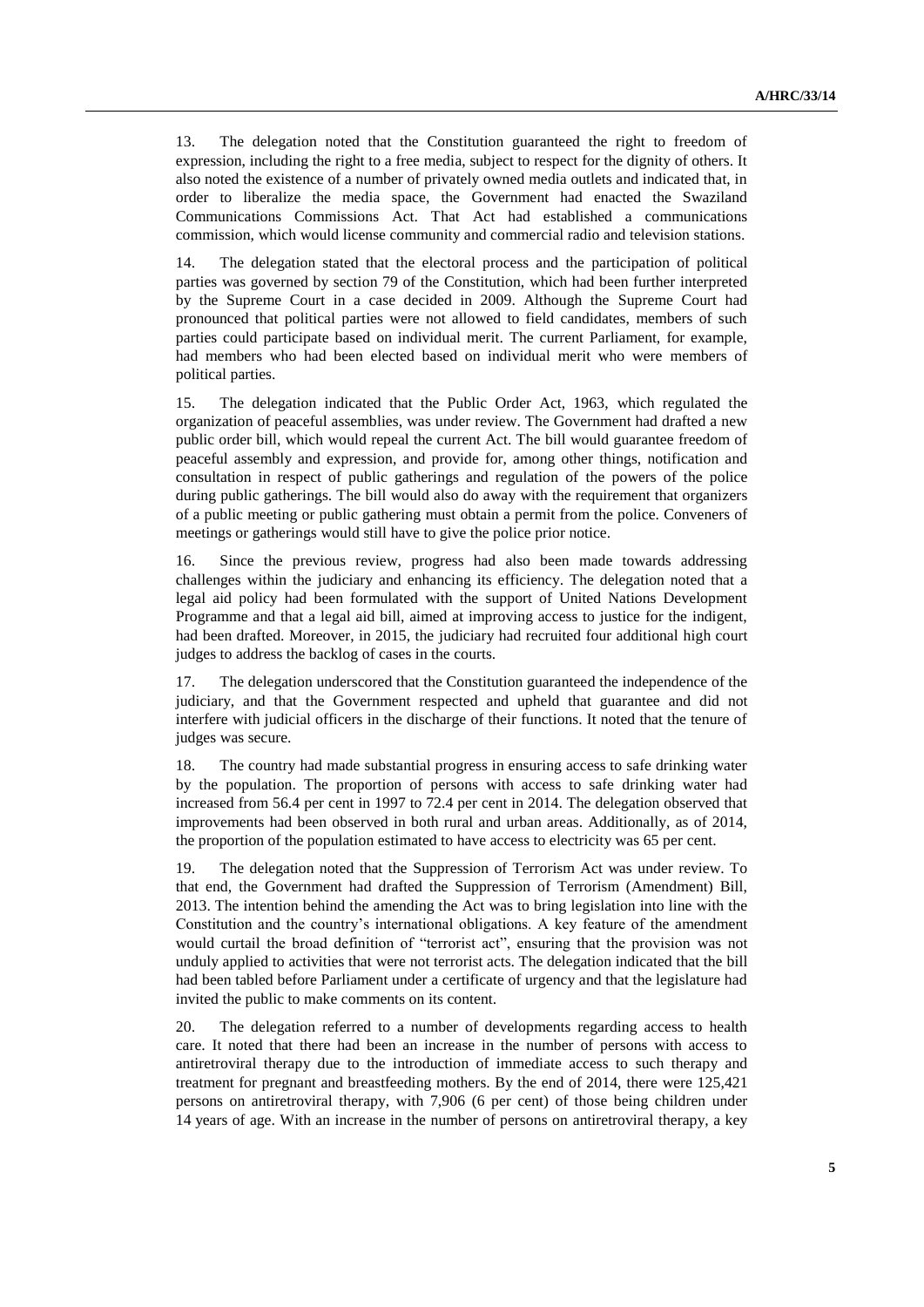13. The delegation noted that the Constitution guaranteed the right to freedom of expression, including the right to a free media, subject to respect for the dignity of others. It also noted the existence of a number of privately owned media outlets and indicated that, in order to liberalize the media space, the Government had enacted the Swaziland Communications Commissions Act. That Act had established a communications commission, which would license community and commercial radio and television stations.

14. The delegation stated that the electoral process and the participation of political parties was governed by section 79 of the Constitution, which had been further interpreted by the Supreme Court in a case decided in 2009. Although the Supreme Court had pronounced that political parties were not allowed to field candidates, members of such parties could participate based on individual merit. The current Parliament, for example, had members who had been elected based on individual merit who were members of political parties.

15. The delegation indicated that the Public Order Act, 1963, which regulated the organization of peaceful assemblies, was under review. The Government had drafted a new public order bill, which would repeal the current Act. The bill would guarantee freedom of peaceful assembly and expression, and provide for, among other things, notification and consultation in respect of public gatherings and regulation of the powers of the police during public gatherings. The bill would also do away with the requirement that organizers of a public meeting or public gathering must obtain a permit from the police. Conveners of meetings or gatherings would still have to give the police prior notice.

16. Since the previous review, progress had also been made towards addressing challenges within the judiciary and enhancing its efficiency. The delegation noted that a legal aid policy had been formulated with the support of United Nations Development Programme and that a legal aid bill, aimed at improving access to justice for the indigent, had been drafted. Moreover, in 2015, the judiciary had recruited four additional high court judges to address the backlog of cases in the courts.

17. The delegation underscored that the Constitution guaranteed the independence of the judiciary, and that the Government respected and upheld that guarantee and did not interfere with judicial officers in the discharge of their functions. It noted that the tenure of judges was secure.

18. The country had made substantial progress in ensuring access to safe drinking water by the population. The proportion of persons with access to safe drinking water had increased from 56.4 per cent in 1997 to 72.4 per cent in 2014. The delegation observed that improvements had been observed in both rural and urban areas. Additionally, as of 2014, the proportion of the population estimated to have access to electricity was 65 per cent.

19. The delegation noted that the Suppression of Terrorism Act was under review. To that end, the Government had drafted the Suppression of Terrorism (Amendment) Bill, 2013. The intention behind the amending the Act was to bring legislation into line with the Constitution and the country's international obligations. A key feature of the amendment would curtail the broad definition of "terrorist act", ensuring that the provision was not unduly applied to activities that were not terrorist acts. The delegation indicated that the bill had been tabled before Parliament under a certificate of urgency and that the legislature had invited the public to make comments on its content.

20. The delegation referred to a number of developments regarding access to health care. It noted that there had been an increase in the number of persons with access to antiretroviral therapy due to the introduction of immediate access to such therapy and treatment for pregnant and breastfeeding mothers. By the end of 2014, there were 125,421 persons on antiretroviral therapy, with 7,906 (6 per cent) of those being children under 14 years of age. With an increase in the number of persons on antiretroviral therapy, a key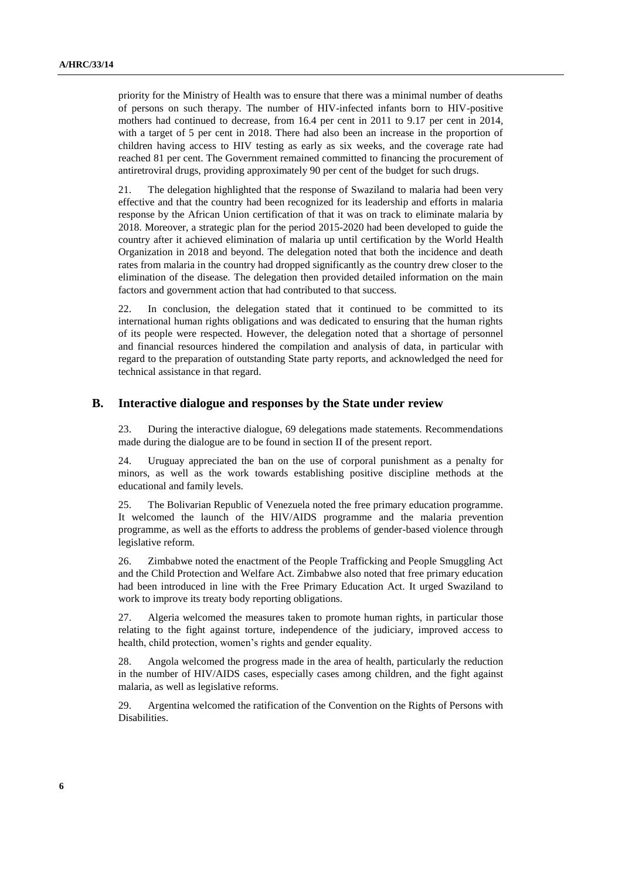priority for the Ministry of Health was to ensure that there was a minimal number of deaths of persons on such therapy. The number of HIV-infected infants born to HIV-positive mothers had continued to decrease, from 16.4 per cent in 2011 to 9.17 per cent in 2014, with a target of 5 per cent in 2018. There had also been an increase in the proportion of children having access to HIV testing as early as six weeks, and the coverage rate had reached 81 per cent. The Government remained committed to financing the procurement of antiretroviral drugs, providing approximately 90 per cent of the budget for such drugs.

21. The delegation highlighted that the response of Swaziland to malaria had been very effective and that the country had been recognized for its leadership and efforts in malaria response by the African Union certification of that it was on track to eliminate malaria by 2018. Moreover, a strategic plan for the period 2015-2020 had been developed to guide the country after it achieved elimination of malaria up until certification by the World Health Organization in 2018 and beyond. The delegation noted that both the incidence and death rates from malaria in the country had dropped significantly as the country drew closer to the elimination of the disease. The delegation then provided detailed information on the main factors and government action that had contributed to that success.

22. In conclusion, the delegation stated that it continued to be committed to its international human rights obligations and was dedicated to ensuring that the human rights of its people were respected. However, the delegation noted that a shortage of personnel and financial resources hindered the compilation and analysis of data, in particular with regard to the preparation of outstanding State party reports, and acknowledged the need for technical assistance in that regard.

## B. Interactive dialogue and responses by the State under review

23. During the interactive dialogue, 69 delegations made statements. Recommendations made during the dialogue are to be found in section II of the present report.

24. Uruguay appreciated the ban on the use of corporal punishment as a penalty for minors, as well as the work towards establishing positive discipline methods at the educational and family levels.

25. The Bolivarian Republic of Venezuela noted the free primary education programme. It welcomed the launch of the HIV/AIDS programme and the malaria prevention programme, as well as the efforts to address the problems of gender-based violence through legislative reform.

26. Zimbabwe noted the enactment of the People Trafficking and People Smuggling Act and the Child Protection and Welfare Act. Zimbabwe also noted that free primary education had been introduced in line with the Free Primary Education Act. It urged Swaziland to work to improve its treaty body reporting obligations.

27. Algeria welcomed the measures taken to promote human rights, in particular those relating to the fight against torture, independence of the judiciary, improved access to health, child protection, women's rights and gender equality.

28. Angola welcomed the progress made in the area of health, particularly the reduction in the number of HIV/AIDS cases, especially cases among children, and the fight against malaria, as well as legislative reforms.

29. Argentina welcomed the ratification of the Convention on the Rights of Persons with Disabilities.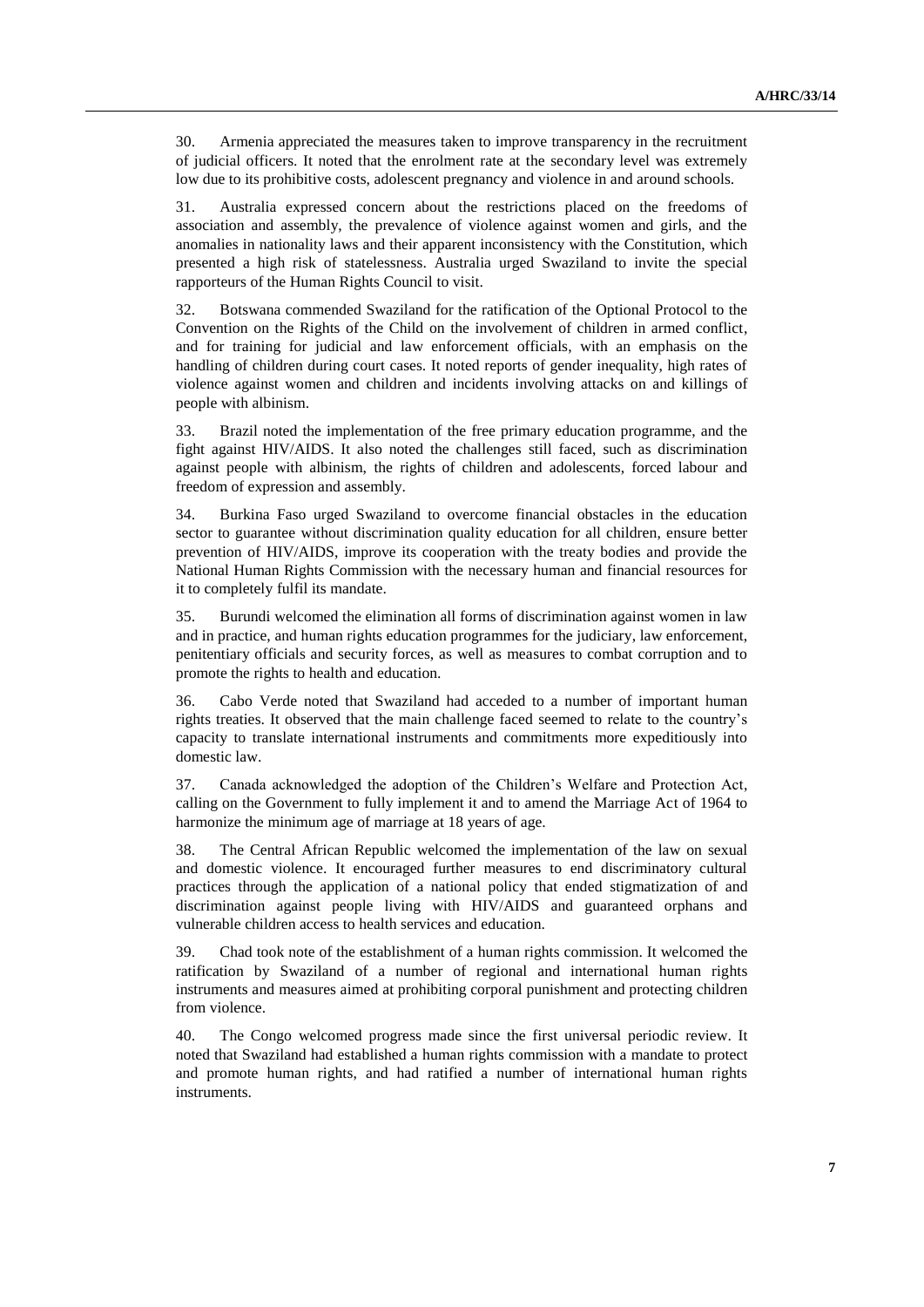30. Armenia appreciated the measures taken to improve transparency in the recruitment of judicial officers. It noted that the enrolment rate at the secondary level was extremely low due to its prohibitive costs, adolescent pregnancy and violence in and around schools.

31. Australia expressed concern about the restrictions placed on the freedoms of association and assembly, the prevalence of violence against women and girls, and the anomalies in nationality laws and their apparent inconsistency with the Constitution, which presented a high risk of statelessness. Australia urged Swaziland to invite the special rapporteurs of the Human Rights Council to visit.

32. Botswana commended Swaziland for the ratification of the Optional Protocol to the Convention on the Rights of the Child on the involvement of children in armed conflict, and for training for judicial and law enforcement officials, with an emphasis on the handling of children during court cases. It noted reports of gender inequality, high rates of violence against women and children and incidents involving attacks on and killings of people with albinism.

33. Brazil noted the implementation of the free primary education programme, and the fight against HIV/AIDS. It also noted the challenges still faced, such as discrimination against people with albinism, the rights of children and adolescents, forced labour and freedom of expression and assembly.

34. Burkina Faso urged Swaziland to overcome financial obstacles in the education sector to guarantee without discrimination quality education for all children, ensure better prevention of HIV/AIDS, improve its cooperation with the treaty bodies and provide the National Human Rights Commission with the necessary human and financial resources for it to completely fulfil its mandate.

35. Burundi welcomed the elimination all forms of discrimination against women in law and in practice, and human rights education programmes for the judiciary, law enforcement, penitentiary officials and security forces, as well as measures to combat corruption and to promote the rights to health and education.

36. Cabo Verde noted that Swaziland had acceded to a number of important human rights treaties. It observed that the main challenge faced seemed to relate to the country's capacity to translate international instruments and commitments more expeditiously into domestic law.

37. Canada acknowledged the adoption of the Children's Welfare and Protection Act, calling on the Government to fully implement it and to amend the Marriage Act of 1964 to harmonize the minimum age of marriage at 18 years of age.

38. The Central African Republic welcomed the implementation of the law on sexual and domestic violence. It encouraged further measures to end discriminatory cultural practices through the application of a national policy that ended stigmatization of and discrimination against people living with HIV/AIDS and guaranteed orphans and vulnerable children access to health services and education.

39. Chad took note of the establishment of a human rights commission. It welcomed the ratification by Swaziland of a number of regional and international human rights instruments and measures aimed at prohibiting corporal punishment and protecting children from violence.

40. The Congo welcomed progress made since the first universal periodic review. It noted that Swaziland had established a human rights commission with a mandate to protect and promote human rights, and had ratified a number of international human rights instruments.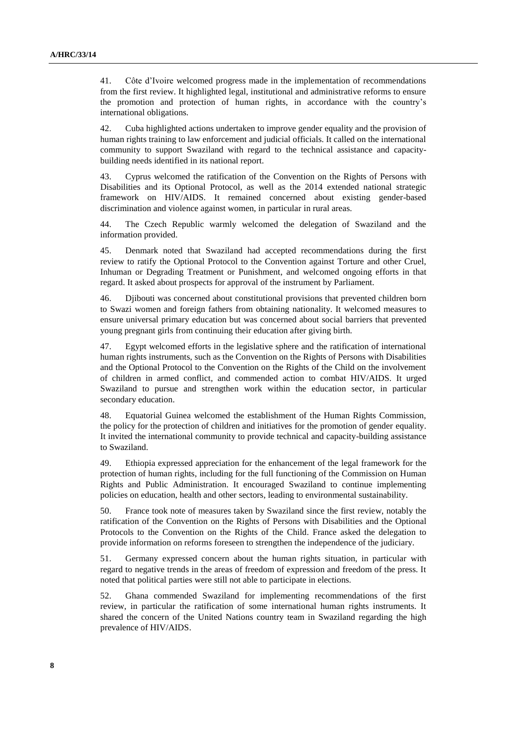41. Côte d'Ivoire welcomed progress made in the implementation of recommendations from the first review. It highlighted legal, institutional and administrative reforms to ensure the promotion and protection of human rights, in accordance with the country's international obligations.

42. Cuba highlighted actions undertaken to improve gender equality and the provision of human rights training to law enforcement and judicial officials. It called on the international community to support Swaziland with regard to the technical assistance and capacity-building needs identified in its national report.

43. Cyprus welcomed the ratification of the Convention on the Rights of Persons with Disabilities and its Optional Protocol, as well as the 2014 extended national strategic framework on HIV/AIDS. It remained concerned about existing gender-based discrimination and violence against women, in particular in rural areas.

44. The Czech Republic warmly welcomed the delegation of Swaziland and the information provided.

45. Denmark noted that Swaziland had accepted recommendations during the first review to ratify the Optional Protocol to the Convention against Torture and other Cruel, Inhuman or Degrading Treatment or Punishment, and welcomed ongoing efforts in that regard. It asked about prospects for approval of the instrument by Parliament.

46. Djibouti was concerned about constitutional provisions that prevented children born to Swazi women and foreign fathers from obtaining nationality. It welcomed measures to ensure universal primary education but was concerned about social barriers that prevented young pregnant girls from continuing their education after giving birth.

47. Egypt welcomed efforts in the legislative sphere and the ratification of international human rights instruments, such as the Convention on the Rights of Persons with Disabilities and the Optional Protocol to the Convention on the Rights of the Child on the involvement of children in armed conflict, and commended action to combat HIV/AIDS. It urged Swaziland to pursue and strengthen work within the education sector, in particular secondary education.

48. Equatorial Guinea welcomed the establishment of the Human Rights Commission, the policy for the protection of children and initiatives for the promotion of gender equality. It invited the international community to provide technical and capacity-building assistance to Swaziland.

49. Ethiopia expressed appreciation for the enhancement of the legal framework for the protection of human rights, including for the full functioning of the Commission on Human Rights and Public Administration. It encouraged Swaziland to continue implementing policies on education, health and other sectors, leading to environmental sustainability.

50. France took note of measures taken by Swaziland since the first review, notably the ratification of the Convention on the Rights of Persons with Disabilities and the Optional Protocols to the Convention on the Rights of the Child. France asked the delegation to provide information on reforms foreseen to strengthen the independence of the judiciary.

51. Germany expressed concern about the human rights situation, in particular with regard to negative trends in the areas of freedom of expression and freedom of the press. It noted that political parties were still not able to participate in elections.

52. Ghana commended Swaziland for implementing recommendations of the first review, in particular the ratification of some international human rights instruments. It shared the concern of the United Nations country team in Swaziland regarding the high prevalence of HIV/AIDS.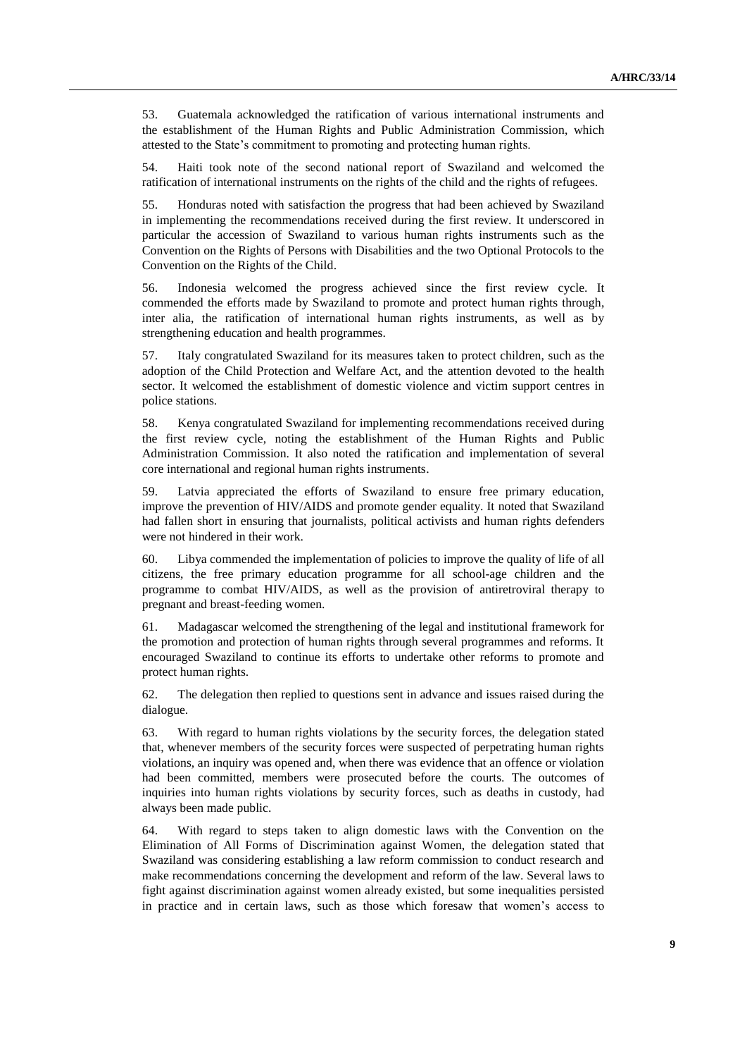53. Guatemala acknowledged the ratification of various international instruments and the establishment of the Human Rights and Public Administration Commission, which attested to the State's commitment to promoting and protecting human rights.

54. Haiti took note of the second national report of Swaziland and welcomed the ratification of international instruments on the rights of the child and the rights of refugees.

55. Honduras noted with satisfaction the progress that had been achieved by Swaziland in implementing the recommendations received during the first review. It underscored in particular the accession of Swaziland to various human rights instruments such as the Convention on the Rights of Persons with Disabilities and the two Optional Protocols to the Convention on the Rights of the Child.

56. Indonesia welcomed the progress achieved since the first review cycle. It commended the efforts made by Swaziland to promote and protect human rights through, inter alia, the ratification of international human rights instruments, as well as by strengthening education and health programmes.

57. Italy congratulated Swaziland for its measures taken to protect children, such as the adoption of the Child Protection and Welfare Act, and the attention devoted to the health sector. It welcomed the establishment of domestic violence and victim support centres in police stations.

58. Kenya congratulated Swaziland for implementing recommendations received during the first review cycle, noting the establishment of the Human Rights and Public Administration Commission. It also noted the ratification and implementation of several core international and regional human rights instruments.

59. Latvia appreciated the efforts of Swaziland to ensure free primary education, improve the prevention of HIV/AIDS and promote gender equality. It noted that Swaziland had fallen short in ensuring that journalists, political activists and human rights defenders were not hindered in their work.

60. Libya commended the implementation of policies to improve the quality of life of all citizens, the free primary education programme for all school-age children and the programme to combat HIV/AIDS, as well as the provision of antiretroviral therapy to pregnant and breast-feeding women.

61. Madagascar welcomed the strengthening of the legal and institutional framework for the promotion and protection of human rights through several programmes and reforms. It encouraged Swaziland to continue its efforts to undertake other reforms to promote and protect human rights.

62. The delegation then replied to questions sent in advance and issues raised during the dialogue.

63. With regard to human rights violations by the security forces, the delegation stated that, whenever members of the security forces were suspected of perpetrating human rights violations, an inquiry was opened and, when there was evidence that an offence or violation had been committed, members were prosecuted before the courts. The outcomes of inquiries into human rights violations by security forces, such as deaths in custody, had always been made public.

64. With regard to steps taken to align domestic laws with the Convention on the Elimination of All Forms of Discrimination against Women, the delegation stated that Swaziland was considering establishing a law reform commission to conduct research and make recommendations concerning the development and reform of the law. Several laws to fight against discrimination against women already existed, but some inequalities persisted in practice and in certain laws, such as those which foresaw that women's access to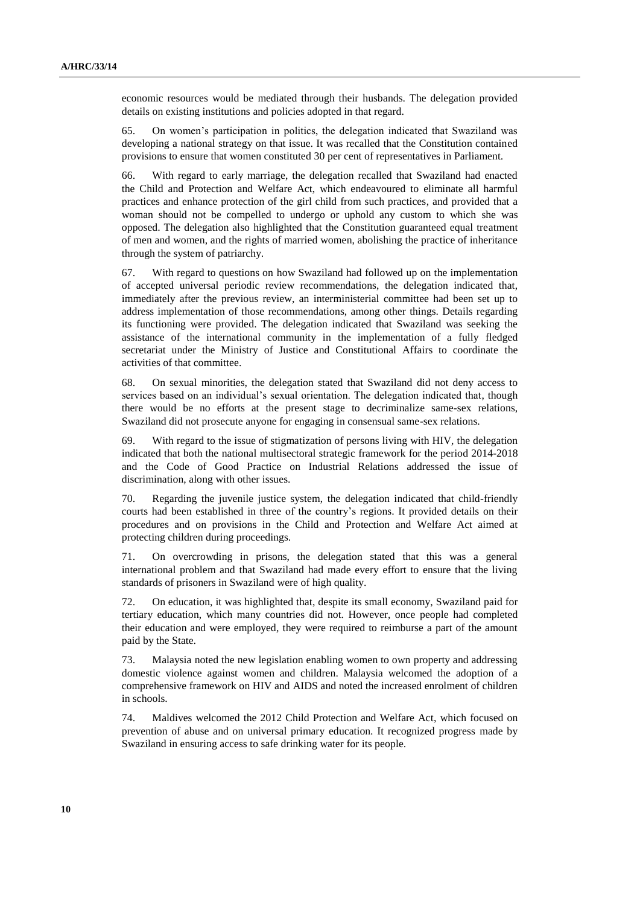economic resources would be mediated through their husbands. The delegation provided details on existing institutions and policies adopted in that regard.

65. On women's participation in politics, the delegation indicated that Swaziland was developing a national strategy on that issue. It was recalled that the Constitution contained provisions to ensure that women constituted 30 per cent of representatives in Parliament.

66. With regard to early marriage, the delegation recalled that Swaziland had enacted the Child and Protection and Welfare Act, which endeavoured to eliminate all harmful practices and enhance protection of the girl child from such practices, and provided that a woman should not be compelled to undergo or uphold any custom to which she was opposed. The delegation also highlighted that the Constitution guaranteed equal treatment of men and women, and the rights of married women, abolishing the practice of inheritance through the system of patriarchy.

67. With regard to questions on how Swaziland had followed up on the implementation of accepted universal periodic review recommendations, the delegation indicated that, immediately after the previous review, an interministerial committee had been set up to address implementation of those recommendations, among other things. Details regarding its functioning were provided. The delegation indicated that Swaziland was seeking the assistance of the international community in the implementation of a fully fledged secretariat under the Ministry of Justice and Constitutional Affairs to coordinate the activities of that committee.

68. On sexual minorities, the delegation stated that Swaziland did not deny access to services based on an individual's sexual orientation. The delegation indicated that, though there would be no efforts at the present stage to decriminalize same-sex relations, Swaziland did not prosecute anyone for engaging in consensual same-sex relations.

69. With regard to the issue of stigmatization of persons living with HIV, the delegation indicated that both the national multisectoral strategic framework for the period 2014-2018 and the Code of Good Practice on Industrial Relations addressed the issue of discrimination, along with other issues.

70. Regarding the juvenile justice system, the delegation indicated that child-friendly courts had been established in three of the country's regions. It provided details on their procedures and on provisions in the Child and Protection and Welfare Act aimed at protecting children during proceedings.

71. On overcrowding in prisons, the delegation stated that this was a general international problem and that Swaziland had made every effort to ensure that the living standards of prisoners in Swaziland were of high quality.

72. On education, it was highlighted that, despite its small economy, Swaziland paid for tertiary education, which many countries did not. However, once people had completed their education and were employed, they were required to reimburse a part of the amount paid by the State.

73. Malaysia noted the new legislation enabling women to own property and addressing domestic violence against women and children. Malaysia welcomed the adoption of a comprehensive framework on HIV and AIDS and noted the increased enrolment of children in schools.

74. Maldives welcomed the 2012 Child Protection and Welfare Act, which focused on prevention of abuse and on universal primary education. It recognized progress made by Swaziland in ensuring access to safe drinking water for its people.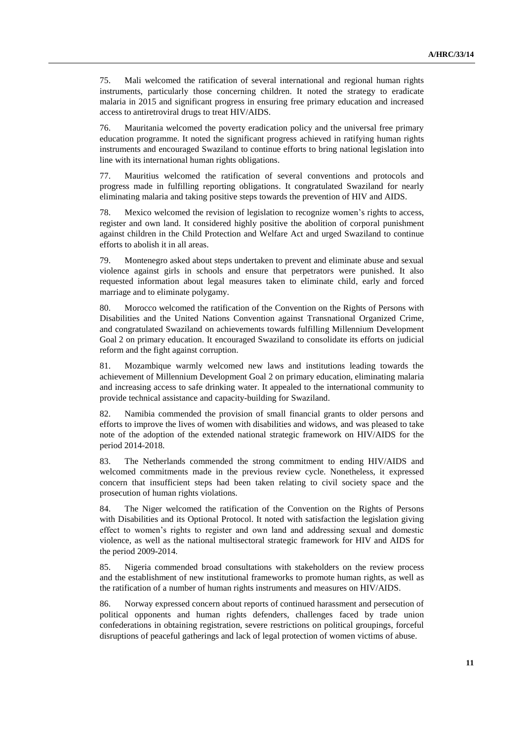75. Mali welcomed the ratification of several international and regional human rights instruments, particularly those concerning children. It noted the strategy to eradicate malaria in 2015 and significant progress in ensuring free primary education and increased access to antiretroviral drugs to treat HIV/AIDS.

76. Mauritania welcomed the poverty eradication policy and the universal free primary education programme. It noted the significant progress achieved in ratifying human rights instruments and encouraged Swaziland to continue efforts to bring national legislation into line with its international human rights obligations.

77. Mauritius welcomed the ratification of several conventions and protocols and progress made in fulfilling reporting obligations. It congratulated Swaziland for nearly eliminating malaria and taking positive steps towards the prevention of HIV and AIDS.

78. Mexico welcomed the revision of legislation to recognize women's rights to access, register and own land. It considered highly positive the abolition of corporal punishment against children in the Child Protection and Welfare Act and urged Swaziland to continue efforts to abolish it in all areas.

79. Montenegro asked about steps undertaken to prevent and eliminate abuse and sexual violence against girls in schools and ensure that perpetrators were punished. It also requested information about legal measures taken to eliminate child, early and forced marriage and to eliminate polygamy.

80. Morocco welcomed the ratification of the Convention on the Rights of Persons with Disabilities and the United Nations Convention against Transnational Organized Crime, and congratulated Swaziland on achievements towards fulfilling Millennium Development Goal 2 on primary education. It encouraged Swaziland to consolidate its efforts on judicial reform and the fight against corruption.

81. Mozambique warmly welcomed new laws and institutions leading towards the achievement of Millennium Development Goal 2 on primary education, eliminating malaria and increasing access to safe drinking water. It appealed to the international community to provide technical assistance and capacity-building for Swaziland.

82. Namibia commended the provision of small financial grants to older persons and efforts to improve the lives of women with disabilities and widows, and was pleased to take note of the adoption of the extended national strategic framework on HIV/AIDS for the period 2014-2018.

83. The Netherlands commended the strong commitment to ending HIV/AIDS and welcomed commitments made in the previous review cycle. Nonetheless, it expressed concern that insufficient steps had been taken relating to civil society space and the prosecution of human rights violations.

84. The Niger welcomed the ratification of the Convention on the Rights of Persons with Disabilities and its Optional Protocol. It noted with satisfaction the legislation giving effect to women's rights to register and own land and addressing sexual and domestic violence, as well as the national multisectoral strategic framework for HIV and AIDS for the period 2009-2014.

85. Nigeria commended broad consultations with stakeholders on the review process and the establishment of new institutional frameworks to promote human rights, as well as the ratification of a number of human rights instruments and measures on HIV/AIDS.

86. Norway expressed concern about reports of continued harassment and persecution of political opponents and human rights defenders, challenges faced by trade union confederations in obtaining registration, severe restrictions on political groupings, forceful disruptions of peaceful gatherings and lack of legal protection of women victims of abuse.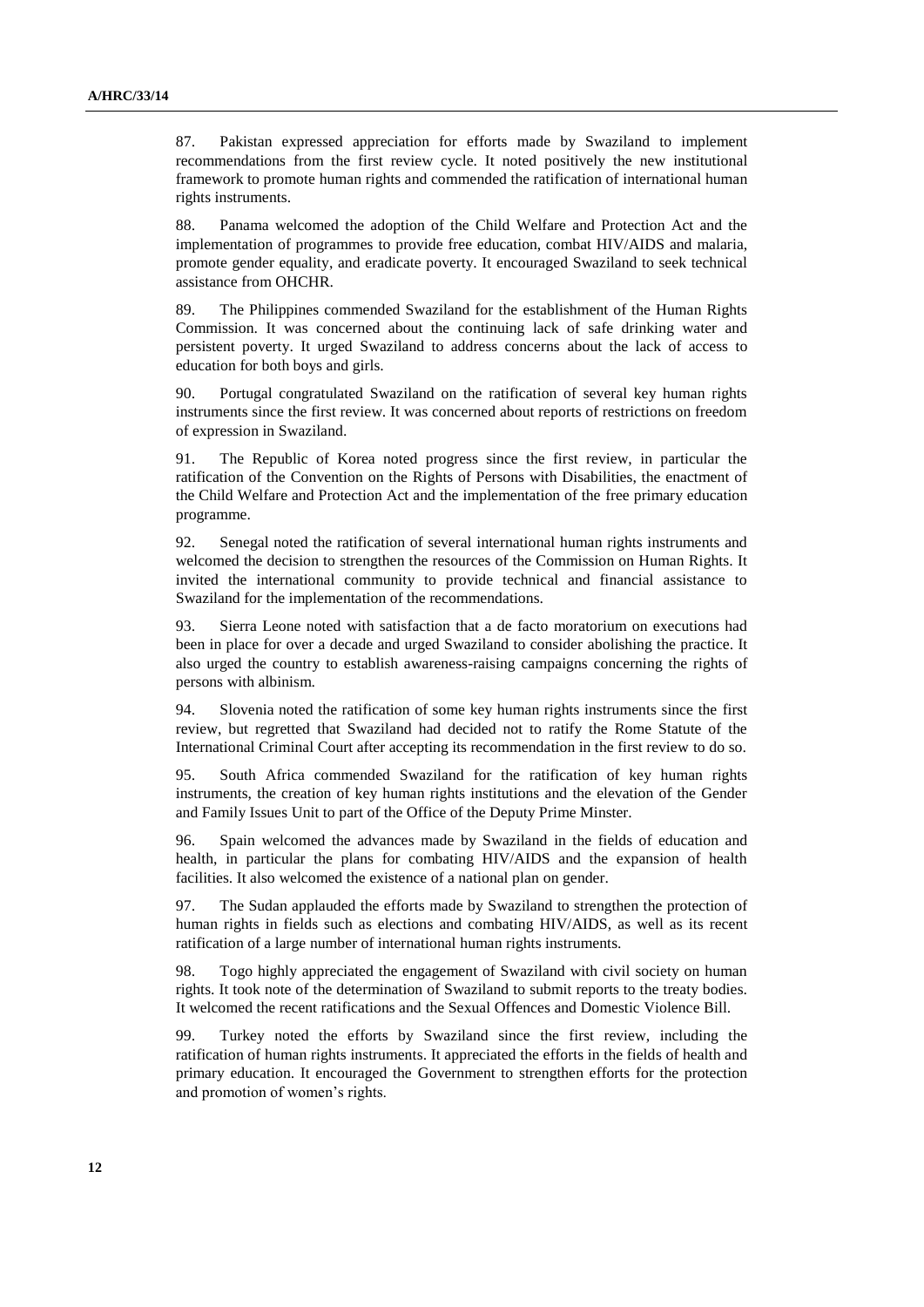87. Pakistan expressed appreciation for efforts made by Swaziland to implement recommendations from the first review cycle. It noted positively the new institutional framework to promote human rights and commended the ratification of international human rights instruments.

88. Panama welcomed the adoption of the Child Welfare and Protection Act and the implementation of programmes to provide free education, combat HIV/AIDS and malaria, promote gender equality, and eradicate poverty. It encouraged Swaziland to seek technical assistance from OHCHR.

89. The Philippines commended Swaziland for the establishment of the Human Rights Commission. It was concerned about the continuing lack of safe drinking water and persistent poverty. It urged Swaziland to address concerns about the lack of access to education for both boys and girls.

90. Portugal congratulated Swaziland on the ratification of several key human rights instruments since the first review. It was concerned about reports of restrictions on freedom of expression in Swaziland.

91. The Republic of Korea noted progress since the first review, in particular the ratification of the Convention on the Rights of Persons with Disabilities, the enactment of the Child Welfare and Protection Act and the implementation of the free primary education programme.

92. Senegal noted the ratification of several international human rights instruments and welcomed the decision to strengthen the resources of the Commission on Human Rights. It invited the international community to provide technical and financial assistance to Swaziland for the implementation of the recommendations.

93. Sierra Leone noted with satisfaction that a de facto moratorium on executions had been in place for over a decade and urged Swaziland to consider abolishing the practice. It also urged the country to establish awareness-raising campaigns concerning the rights of persons with albinism.

94. Slovenia noted the ratification of some key human rights instruments since the first review, but regretted that Swaziland had decided not to ratify the Rome Statute of the International Criminal Court after accepting its recommendation in the first review to do so.

95. South Africa commended Swaziland for the ratification of key human rights instruments, the creation of key human rights institutions and the elevation of the Gender and Family Issues Unit to part of the Office of the Deputy Prime Minster.

96. Spain welcomed the advances made by Swaziland in the fields of education and health, in particular the plans for combating HIV/AIDS and the expansion of health facilities. It also welcomed the existence of a national plan on gender.

97. The Sudan applauded the efforts made by Swaziland to strengthen the protection of human rights in fields such as elections and combating HIV/AIDS, as well as its recent ratification of a large number of international human rights instruments.

98. Togo highly appreciated the engagement of Swaziland with civil society on human rights. It took note of the determination of Swaziland to submit reports to the treaty bodies. It welcomed the recent ratifications and the Sexual Offences and Domestic Violence Bill.

99. Turkey noted the efforts by Swaziland since the first review, including the ratification of human rights instruments. It appreciated the efforts in the fields of health and primary education. It encouraged the Government to strengthen efforts for the protection and promotion of women's rights.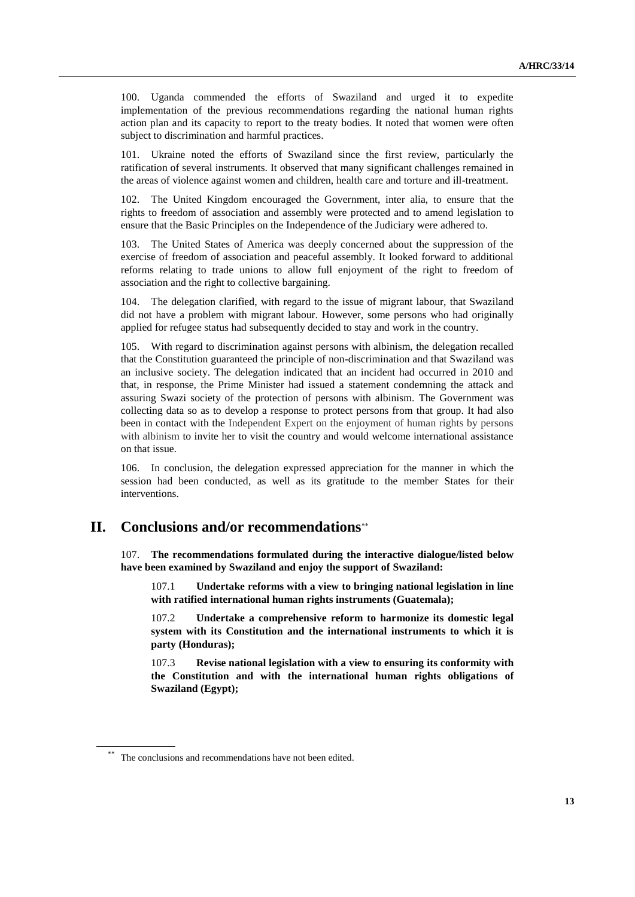100. Uganda commended the efforts of Swaziland and urged it to expedite implementation of the previous recommendations regarding the national human rights action plan and its capacity to report to the treaty bodies. It noted that women were often subject to discrimination and harmful practices.

101. Ukraine noted the efforts of Swaziland since the first review, particularly the ratification of several instruments. It observed that many significant challenges remained in the areas of violence against women and children, health care and torture and ill-treatment.

102. The United Kingdom encouraged the Government, inter alia, to ensure that the rights to freedom of association and assembly were protected and to amend legislation to ensure that the Basic Principles on the Independence of the Judiciary were adhered to.

103. The United States of America was deeply concerned about the suppression of the exercise of freedom of association and peaceful assembly. It looked forward to additional reforms relating to trade unions to allow full enjoyment of the right to freedom of association and the right to collective bargaining.

104. The delegation clarified, with regard to the issue of migrant labour, that Swaziland did not have a problem with migrant labour. However, some persons who had originally applied for refugee status had subsequently decided to stay and work in the country.

105. With regard to discrimination against persons with albinism, the delegation recalled that the Constitution guaranteed the principle of non-discrimination and that Swaziland was an inclusive society. The delegation indicated that an incident had occurred in 2010 and that, in response, the Prime Minister had issued a statement condemning the attack and assuring Swazi society of the protection of persons with albinism. The Government was collecting data so as to develop a response to protect persons from that group. It had also been in contact with the Independent Expert on the enjoyment of human rights by persons with albinism to invite her to visit the country and would welcome international assistance on that issue.

106. In conclusion, the delegation expressed appreciation for the manner in which the session had been conducted, as well as its gratitude to the member States for their interventions.

# II. Conclusions and/or recommendations[**]

107. **The recommendations formulated during the interactive dialogue/listed below have been examined by Swaziland and enjoy the support of Swaziland:**

107.1 **Undertake reforms with a view to bringing national legislation in line with ratified international human rights instruments (Guatemala);**

107.2 **Undertake a comprehensive reform to harmonize its domestic legal system with its Constitution and the international instruments to which it is party (Honduras);**

107.3 **Revise national legislation with a view to ensuring its conformity with the Constitution and with the international human rights obligations of Swaziland (Egypt);**

[**] The conclusions and recommendations have not been edited.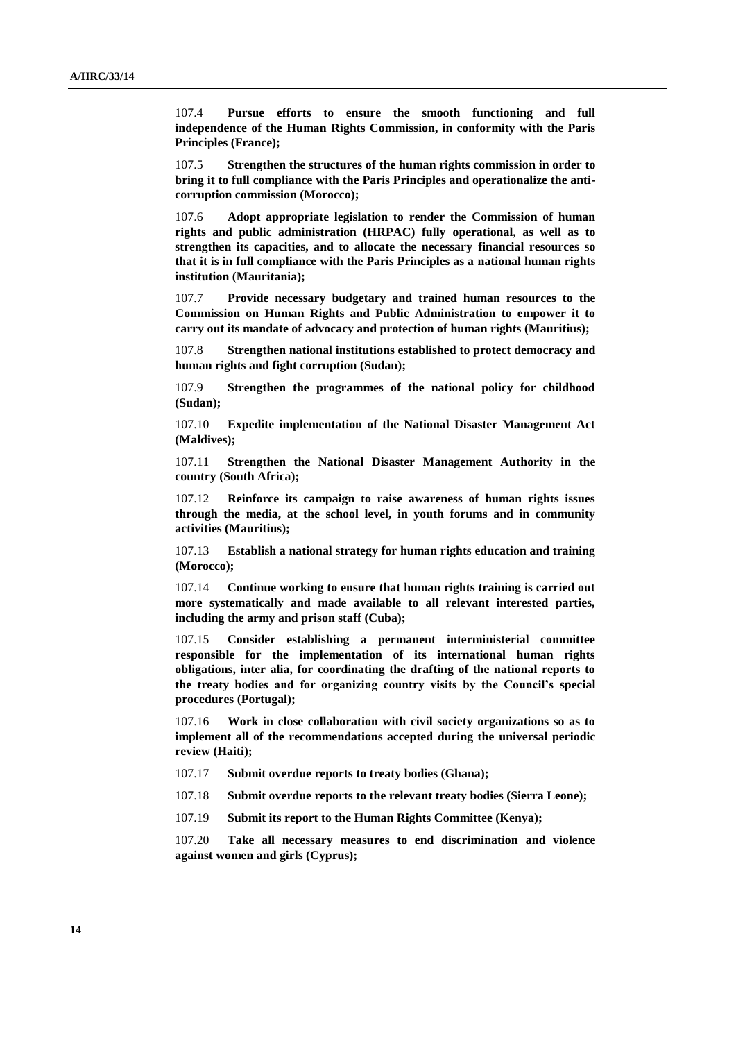107.4 **Pursue efforts to ensure the smooth functioning and full independence of the Human Rights Commission, in conformity with the Paris Principles (France);**

107.5 **Strengthen the structures of the human rights commission in order to bring it to full compliance with the Paris Principles and operationalize the anti-corruption commission (Morocco);**

107.6 **Adopt appropriate legislation to render the Commission of human rights and public administration (HRPAC) fully operational, as well as to strengthen its capacities, and to allocate the necessary financial resources so that it is in full compliance with the Paris Principles as a national human rights institution (Mauritania);**

107.7 **Provide necessary budgetary and trained human resources to the Commission on Human Rights and Public Administration to empower it to carry out its mandate of advocacy and protection of human rights (Mauritius);**

107.8 **Strengthen national institutions established to protect democracy and human rights and fight corruption (Sudan);**

107.9 **Strengthen the programmes of the national policy for childhood (Sudan);**

107.10 **Expedite implementation of the National Disaster Management Act (Maldives);**

107.11 **Strengthen the National Disaster Management Authority in the country (South Africa);**

107.12 **Reinforce its campaign to raise awareness of human rights issues through the media, at the school level, in youth forums and in community activities (Mauritius);**

107.13 **Establish a national strategy for human rights education and training (Morocco);**

107.14 **Continue working to ensure that human rights training is carried out more systematically and made available to all relevant interested parties, including the army and prison staff (Cuba);**

107.15 **Consider establishing a permanent interministerial committee responsible for the implementation of its international human rights obligations, inter alia, for coordinating the drafting of the national reports to the treaty bodies and for organizing country visits by the Council's special procedures (Portugal);**

107.16 **Work in close collaboration with civil society organizations so as to implement all of the recommendations accepted during the universal periodic review (Haiti);**

107.17 **Submit overdue reports to treaty bodies (Ghana);**

107.18 **Submit overdue reports to the relevant treaty bodies (Sierra Leone);**

107.19 **Submit its report to the Human Rights Committee (Kenya);**

107.20 **Take all necessary measures to end discrimination and violence against women and girls (Cyprus);**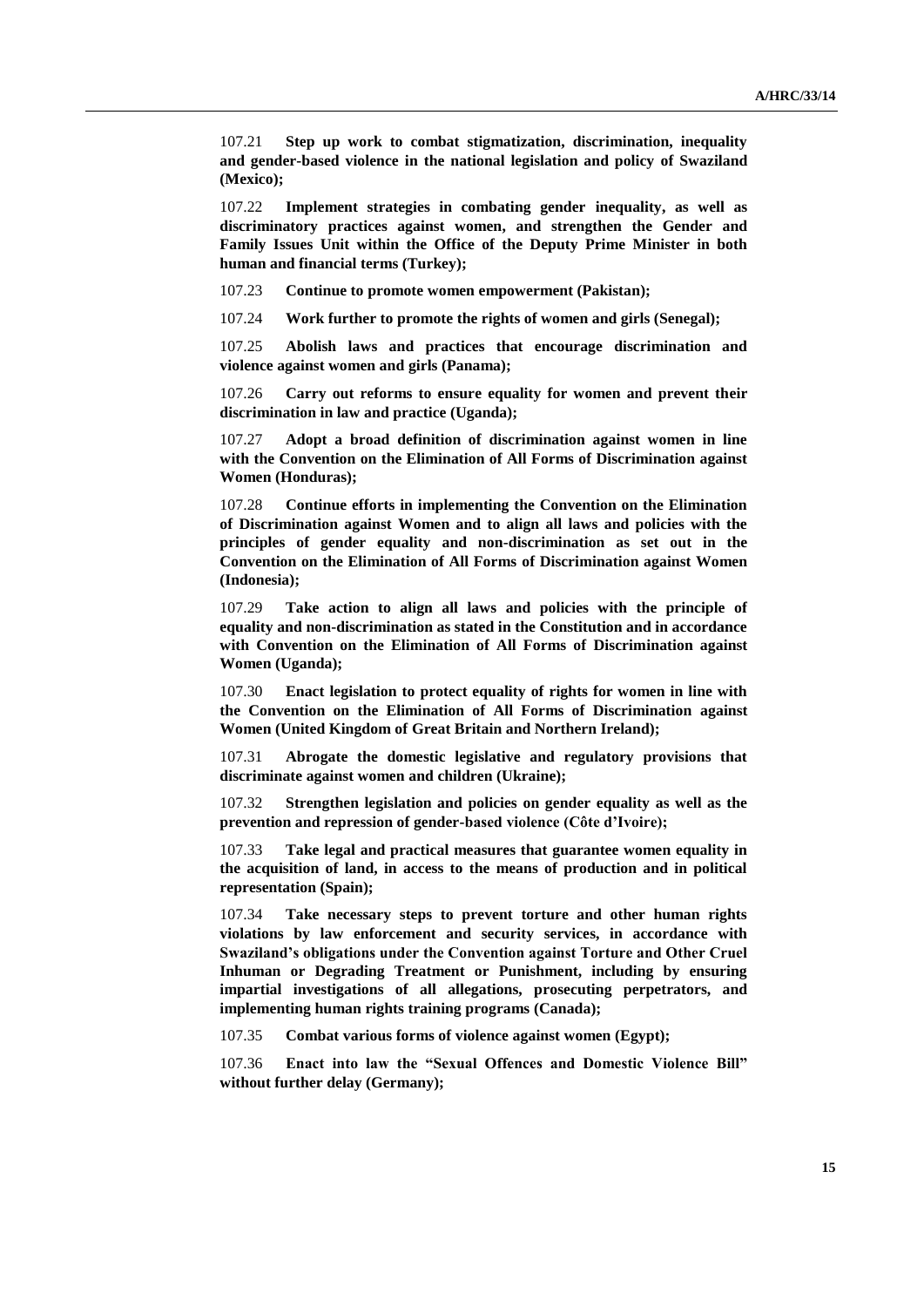107.21 **Step up work to combat stigmatization, discrimination, inequality and gender-based violence in the national legislation and policy of Swaziland (Mexico);**

107.22 **Implement strategies in combating gender inequality, as well as discriminatory practices against women, and strengthen the Gender and Family Issues Unit within the Office of the Deputy Prime Minister in both human and financial terms (Turkey);**

107.23 **Continue to promote women empowerment (Pakistan);**

107.24 **Work further to promote the rights of women and girls (Senegal);**

107.25 **Abolish laws and practices that encourage discrimination and violence against women and girls (Panama);**

107.26 **Carry out reforms to ensure equality for women and prevent their discrimination in law and practice (Uganda);**

107.27 **Adopt a broad definition of discrimination against women in line with the Convention on the Elimination of All Forms of Discrimination against Women (Honduras);**

107.28 **Continue efforts in implementing the Convention on the Elimination of Discrimination against Women and to align all laws and policies with the principles of gender equality and non-discrimination as set out in the Convention on the Elimination of All Forms of Discrimination against Women (Indonesia);**

107.29 **Take action to align all laws and policies with the principle of equality and non-discrimination as stated in the Constitution and in accordance with Convention on the Elimination of All Forms of Discrimination against Women (Uganda);**

107.30 **Enact legislation to protect equality of rights for women in line with the Convention on the Elimination of All Forms of Discrimination against Women (United Kingdom of Great Britain and Northern Ireland);**

107.31 **Abrogate the domestic legislative and regulatory provisions that discriminate against women and children (Ukraine);**

107.32 **Strengthen legislation and policies on gender equality as well as the prevention and repression of gender-based violence (Côte d'Ivoire);**

107.33 **Take legal and practical measures that guarantee women equality in the acquisition of land, in access to the means of production and in political representation (Spain);**

107.34 **Take necessary steps to prevent torture and other human rights violations by law enforcement and security services, in accordance with Swaziland's obligations under the Convention against Torture and Other Cruel Inhuman or Degrading Treatment or Punishment, including by ensuring impartial investigations of all allegations, prosecuting perpetrators, and implementing human rights training programs (Canada);**

107.35 **Combat various forms of violence against women (Egypt);**

107.36 **Enact into law the "Sexual Offences and Domestic Violence Bill" without further delay (Germany);**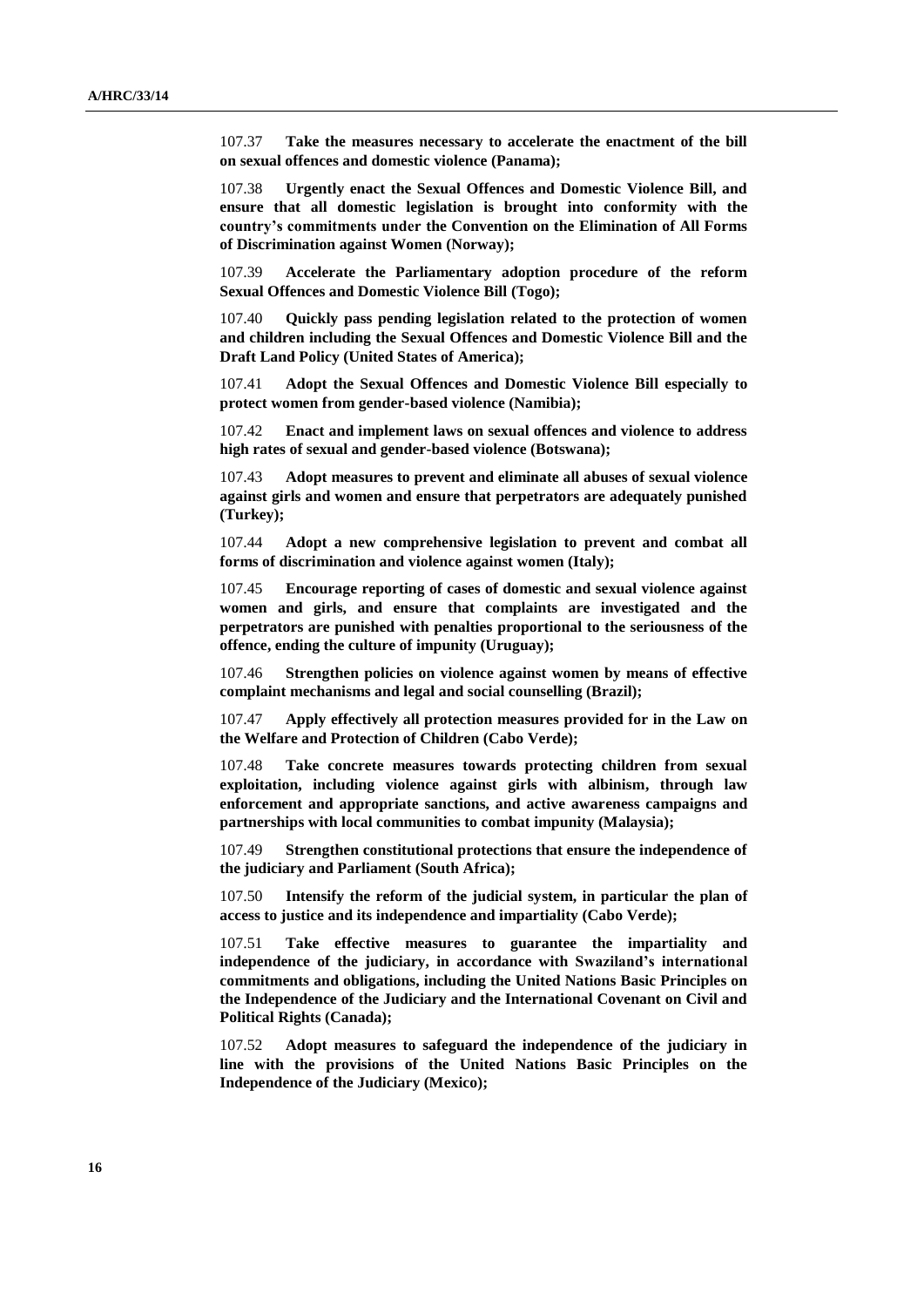107.37 **Take the measures necessary to accelerate the enactment of the bill on sexual offences and domestic violence (Panama);**

107.38 **Urgently enact the Sexual Offences and Domestic Violence Bill, and ensure that all domestic legislation is brought into conformity with the country's commitments under the Convention on the Elimination of All Forms of Discrimination against Women (Norway);**

107.39 **Accelerate the Parliamentary adoption procedure of the reform Sexual Offences and Domestic Violence Bill (Togo);**

107.40 **Quickly pass pending legislation related to the protection of women and children including the Sexual Offences and Domestic Violence Bill and the Draft Land Policy (United States of America);**

107.41 **Adopt the Sexual Offences and Domestic Violence Bill especially to protect women from gender-based violence (Namibia);**

107.42 **Enact and implement laws on sexual offences and violence to address high rates of sexual and gender-based violence (Botswana);**

107.43 **Adopt measures to prevent and eliminate all abuses of sexual violence against girls and women and ensure that perpetrators are adequately punished (Turkey);**

107.44 **Adopt a new comprehensive legislation to prevent and combat all forms of discrimination and violence against women (Italy);**

107.45 **Encourage reporting of cases of domestic and sexual violence against women and girls, and ensure that complaints are investigated and the perpetrators are punished with penalties proportional to the seriousness of the offence, ending the culture of impunity (Uruguay);**

107.46 **Strengthen policies on violence against women by means of effective complaint mechanisms and legal and social counselling (Brazil);**

107.47 **Apply effectively all protection measures provided for in the Law on the Welfare and Protection of Children (Cabo Verde);**

107.48 **Take concrete measures towards protecting children from sexual exploitation, including violence against girls with albinism, through law enforcement and appropriate sanctions, and active awareness campaigns and partnerships with local communities to combat impunity (Malaysia);**

107.49 **Strengthen constitutional protections that ensure the independence of the judiciary and Parliament (South Africa);**

107.50 **Intensify the reform of the judicial system, in particular the plan of access to justice and its independence and impartiality (Cabo Verde);**

107.51 **Take effective measures to guarantee the impartiality and independence of the judiciary, in accordance with Swaziland's international commitments and obligations, including the United Nations Basic Principles on the Independence of the Judiciary and the International Covenant on Civil and Political Rights (Canada);**

107.52 **Adopt measures to safeguard the independence of the judiciary in line with the provisions of the United Nations Basic Principles on the Independence of the Judiciary (Mexico);**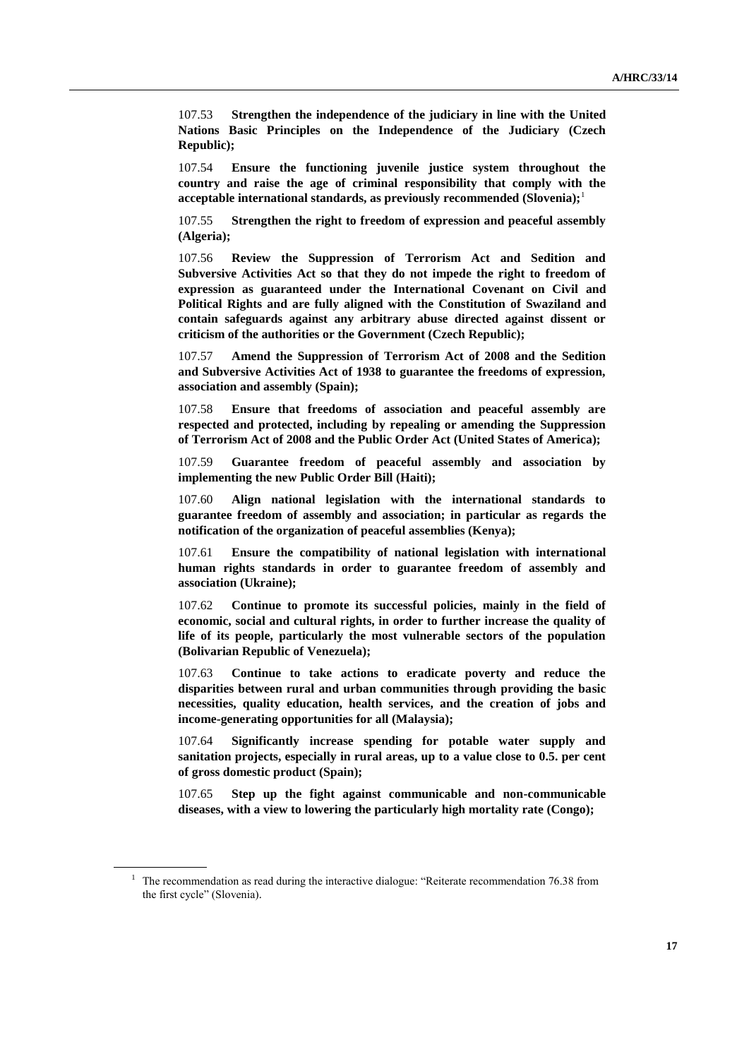107.53 **Strengthen the independence of the judiciary in line with the United Nations Basic Principles on the Independence of the Judiciary (Czech Republic);**

107.54 **Ensure the functioning juvenile justice system throughout the country and raise the age of criminal responsibility that comply with the acceptable international standards, as previously recommended (Slovenia);**[1]

107.55 **Strengthen the right to freedom of expression and peaceful assembly (Algeria);**

107.56 **Review the Suppression of Terrorism Act and Sedition and Subversive Activities Act so that they do not impede the right to freedom of expression as guaranteed under the International Covenant on Civil and Political Rights and are fully aligned with the Constitution of Swaziland and contain safeguards against any arbitrary abuse directed against dissent or criticism of the authorities or the Government (Czech Republic);**

107.57 **Amend the Suppression of Terrorism Act of 2008 and the Sedition and Subversive Activities Act of 1938 to guarantee the freedoms of expression, association and assembly (Spain);**

107.58 **Ensure that freedoms of association and peaceful assembly are respected and protected, including by repealing or amending the Suppression of Terrorism Act of 2008 and the Public Order Act (United States of America);**

107.59 **Guarantee freedom of peaceful assembly and association by implementing the new Public Order Bill (Haiti);**

107.60 **Align national legislation with the international standards to guarantee freedom of assembly and association; in particular as regards the notification of the organization of peaceful assemblies (Kenya);**

107.61 **Ensure the compatibility of national legislation with international human rights standards in order to guarantee freedom of assembly and association (Ukraine);**

107.62 **Continue to promote its successful policies, mainly in the field of economic, social and cultural rights, in order to further increase the quality of life of its people, particularly the most vulnerable sectors of the population (Bolivarian Republic of Venezuela);**

107.63 **Continue to take actions to eradicate poverty and reduce the disparities between rural and urban communities through providing the basic necessities, quality education, health services, and the creation of jobs and income-generating opportunities for all (Malaysia);**

107.64 **Significantly increase spending for potable water supply and sanitation projects, especially in rural areas, up to a value close to 0.5. per cent of gross domestic product (Spain);**

107.65 **Step up the fight against communicable and non-communicable diseases, with a view to lowering the particularly high mortality rate (Congo);**

[1] The recommendation as read during the interactive dialogue: "Reiterate recommendation 76.38 from the first cycle" (Slovenia).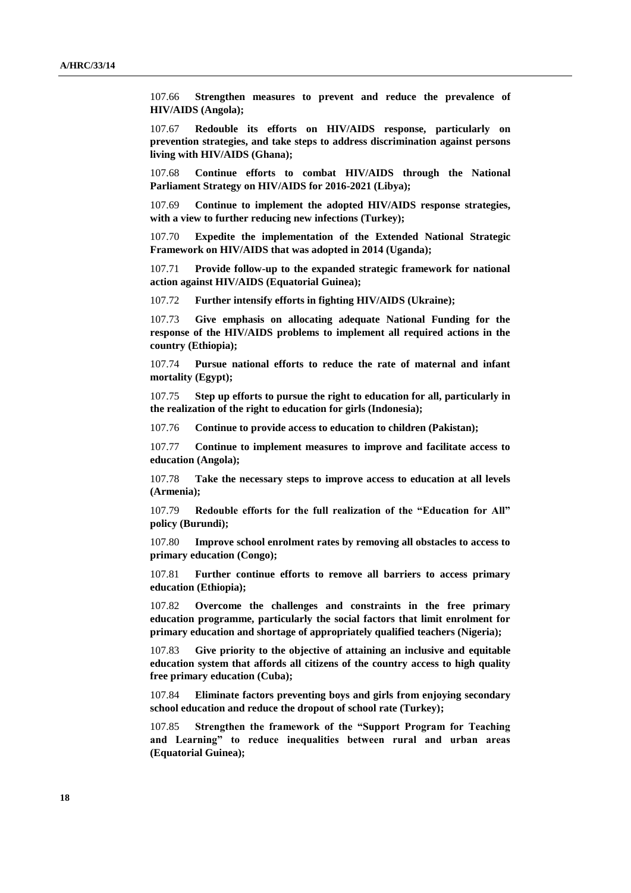107.66 **Strengthen measures to prevent and reduce the prevalence of HIV/AIDS (Angola);**

107.67 **Redouble its efforts on HIV/AIDS response, particularly on prevention strategies, and take steps to address discrimination against persons living with HIV/AIDS (Ghana);**

107.68 **Continue efforts to combat HIV/AIDS through the National Parliament Strategy on HIV/AIDS for 2016-2021 (Libya);**

107.69 **Continue to implement the adopted HIV/AIDS response strategies, with a view to further reducing new infections (Turkey);**

107.70 **Expedite the implementation of the Extended National Strategic Framework on HIV/AIDS that was adopted in 2014 (Uganda);**

107.71 **Provide follow-up to the expanded strategic framework for national action against HIV/AIDS (Equatorial Guinea);**

107.72 **Further intensify efforts in fighting HIV/AIDS (Ukraine);**

107.73 **Give emphasis on allocating adequate National Funding for the response of the HIV/AIDS problems to implement all required actions in the country (Ethiopia);**

107.74 **Pursue national efforts to reduce the rate of maternal and infant mortality (Egypt);**

107.75 **Step up efforts to pursue the right to education for all, particularly in the realization of the right to education for girls (Indonesia);**

107.76 **Continue to provide access to education to children (Pakistan);**

107.77 **Continue to implement measures to improve and facilitate access to education (Angola);**

107.78 **Take the necessary steps to improve access to education at all levels (Armenia);**

107.79 **Redouble efforts for the full realization of the "Education for All" policy (Burundi);**

107.80 **Improve school enrolment rates by removing all obstacles to access to primary education (Congo);**

107.81 **Further continue efforts to remove all barriers to access primary education (Ethiopia);**

107.82 **Overcome the challenges and constraints in the free primary education programme, particularly the social factors that limit enrolment for primary education and shortage of appropriately qualified teachers (Nigeria);**

107.83 **Give priority to the objective of attaining an inclusive and equitable education system that affords all citizens of the country access to high quality free primary education (Cuba);**

107.84 **Eliminate factors preventing boys and girls from enjoying secondary school education and reduce the dropout of school rate (Turkey);**

107.85 **Strengthen the framework of the "Support Program for Teaching and Learning" to reduce inequalities between rural and urban areas (Equatorial Guinea);**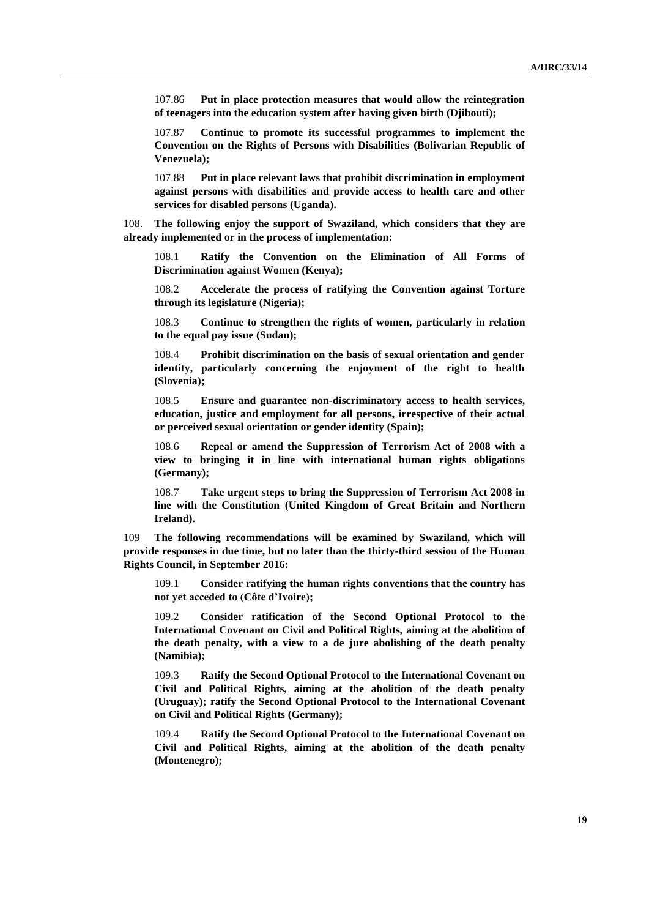107.86 **Put in place protection measures that would allow the reintegration of teenagers into the education system after having given birth (Djibouti);**

107.87 **Continue to promote its successful programmes to implement the Convention on the Rights of Persons with Disabilities (Bolivarian Republic of Venezuela);**

107.88 **Put in place relevant laws that prohibit discrimination in employment against persons with disabilities and provide access to health care and other services for disabled persons (Uganda).**

108. **The following enjoy the support of Swaziland, which considers that they are already implemented or in the process of implementation:**

108.1 **Ratify the Convention on the Elimination of All Forms of Discrimination against Women (Kenya);**

108.2 **Accelerate the process of ratifying the Convention against Torture through its legislature (Nigeria);**

108.3 **Continue to strengthen the rights of women, particularly in relation to the equal pay issue (Sudan);**

108.4 **Prohibit discrimination on the basis of sexual orientation and gender identity, particularly concerning the enjoyment of the right to health (Slovenia);**

108.5 **Ensure and guarantee non-discriminatory access to health services, education, justice and employment for all persons, irrespective of their actual or perceived sexual orientation or gender identity (Spain);**

108.6 **Repeal or amend the Suppression of Terrorism Act of 2008 with a view to bringing it in line with international human rights obligations (Germany);**

108.7 **Take urgent steps to bring the Suppression of Terrorism Act 2008 in line with the Constitution (United Kingdom of Great Britain and Northern Ireland).**

109 **The following recommendations will be examined by Swaziland, which will provide responses in due time, but no later than the thirty-third session of the Human Rights Council, in September 2016:**

109.1 **Consider ratifying the human rights conventions that the country has not yet acceded to (Côte d'Ivoire);**

109.2 **Consider ratification of the Second Optional Protocol to the International Covenant on Civil and Political Rights, aiming at the abolition of the death penalty, with a view to a de jure abolishing of the death penalty (Namibia);**

109.3 **Ratify the Second Optional Protocol to the International Covenant on Civil and Political Rights, aiming at the abolition of the death penalty (Uruguay); ratify the Second Optional Protocol to the International Covenant on Civil and Political Rights (Germany);**

109.4 **Ratify the Second Optional Protocol to the International Covenant on Civil and Political Rights, aiming at the abolition of the death penalty (Montenegro);**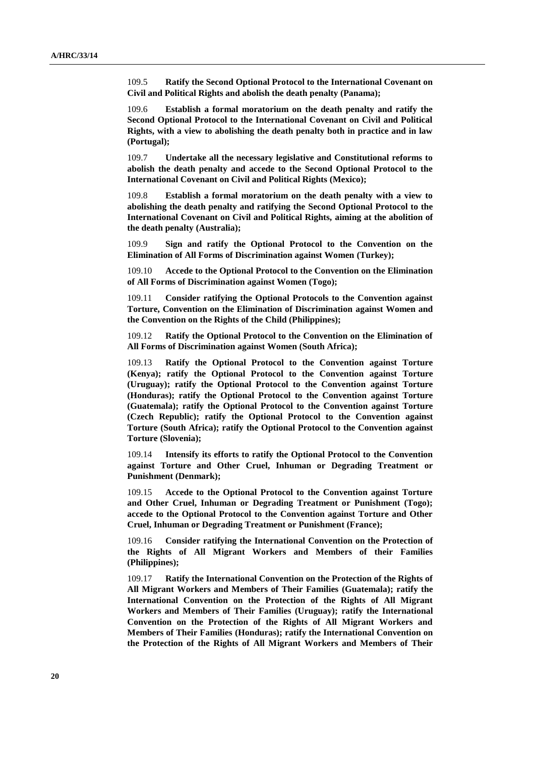109.5 **Ratify the Second Optional Protocol to the International Covenant on Civil and Political Rights and abolish the death penalty (Panama);**

109.6 **Establish a formal moratorium on the death penalty and ratify the Second Optional Protocol to the International Covenant on Civil and Political Rights, with a view to abolishing the death penalty both in practice and in law (Portugal);**

109.7 **Undertake all the necessary legislative and Constitutional reforms to abolish the death penalty and accede to the Second Optional Protocol to the International Covenant on Civil and Political Rights (Mexico);**

109.8 **Establish a formal moratorium on the death penalty with a view to abolishing the death penalty and ratifying the Second Optional Protocol to the International Covenant on Civil and Political Rights, aiming at the abolition of the death penalty (Australia);**

109.9 **Sign and ratify the Optional Protocol to the Convention on the Elimination of All Forms of Discrimination against Women (Turkey);**

109.10 **Accede to the Optional Protocol to the Convention on the Elimination of All Forms of Discrimination against Women (Togo);**

109.11 **Consider ratifying the Optional Protocols to the Convention against Torture, Convention on the Elimination of Discrimination against Women and the Convention on the Rights of the Child (Philippines);**

109.12 **Ratify the Optional Protocol to the Convention on the Elimination of All Forms of Discrimination against Women (South Africa);**

109.13 **Ratify the Optional Protocol to the Convention against Torture (Kenya); ratify the Optional Protocol to the Convention against Torture (Uruguay); ratify the Optional Protocol to the Convention against Torture (Honduras); ratify the Optional Protocol to the Convention against Torture (Guatemala); ratify the Optional Protocol to the Convention against Torture (Czech Republic); ratify the Optional Protocol to the Convention against Torture (South Africa); ratify the Optional Protocol to the Convention against Torture (Slovenia);**

109.14 **Intensify its efforts to ratify the Optional Protocol to the Convention against Torture and Other Cruel, Inhuman or Degrading Treatment or Punishment (Denmark);**

109.15 **Accede to the Optional Protocol to the Convention against Torture and Other Cruel, Inhuman or Degrading Treatment or Punishment (Togo); accede to the Optional Protocol to the Convention against Torture and Other Cruel, Inhuman or Degrading Treatment or Punishment (France);**

109.16 **Consider ratifying the International Convention on the Protection of the Rights of All Migrant Workers and Members of their Families (Philippines);**

109.17 **Ratify the International Convention on the Protection of the Rights of All Migrant Workers and Members of Their Families (Guatemala); ratify the International Convention on the Protection of the Rights of All Migrant Workers and Members of Their Families (Uruguay); ratify the International Convention on the Protection of the Rights of All Migrant Workers and Members of Their Families (Honduras); ratify the International Convention on the Protection of the Rights of All Migrant Workers and Members of Their**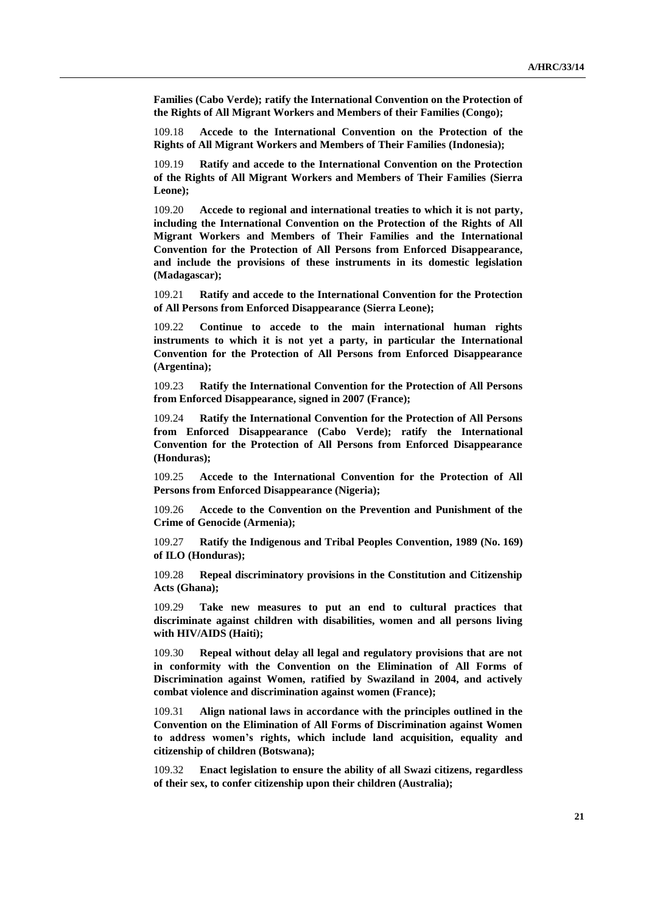**Families (Cabo Verde); ratify the International Convention on the Protection of the Rights of All Migrant Workers and Members of their Families (Congo);**

109.18 **Accede to the International Convention on the Protection of the Rights of All Migrant Workers and Members of Their Families (Indonesia);**

109.19 **Ratify and accede to the International Convention on the Protection of the Rights of All Migrant Workers and Members of Their Families (Sierra Leone);**

109.20 **Accede to regional and international treaties to which it is not party, including the International Convention on the Protection of the Rights of All Migrant Workers and Members of Their Families and the International Convention for the Protection of All Persons from Enforced Disappearance, and include the provisions of these instruments in its domestic legislation (Madagascar);**

109.21 **Ratify and accede to the International Convention for the Protection of All Persons from Enforced Disappearance (Sierra Leone);**

109.22 **Continue to accede to the main international human rights instruments to which it is not yet a party, in particular the International Convention for the Protection of All Persons from Enforced Disappearance (Argentina);**

109.23 **Ratify the International Convention for the Protection of All Persons from Enforced Disappearance, signed in 2007 (France);**

109.24 **Ratify the International Convention for the Protection of All Persons from Enforced Disappearance (Cabo Verde); ratify the International Convention for the Protection of All Persons from Enforced Disappearance (Honduras);**

109.25 **Accede to the International Convention for the Protection of All Persons from Enforced Disappearance (Nigeria);**

109.26 **Accede to the Convention on the Prevention and Punishment of the Crime of Genocide (Armenia);**

109.27 **Ratify the Indigenous and Tribal Peoples Convention, 1989 (No. 169) of ILO (Honduras);**

109.28 **Repeal discriminatory provisions in the Constitution and Citizenship Acts (Ghana);**

109.29 **Take new measures to put an end to cultural practices that discriminate against children with disabilities, women and all persons living with HIV/AIDS (Haiti);**

109.30 **Repeal without delay all legal and regulatory provisions that are not in conformity with the Convention on the Elimination of All Forms of Discrimination against Women, ratified by Swaziland in 2004, and actively combat violence and discrimination against women (France);**

109.31 **Align national laws in accordance with the principles outlined in the Convention on the Elimination of All Forms of Discrimination against Women to address women's rights, which include land acquisition, equality and citizenship of children (Botswana);**

109.32 **Enact legislation to ensure the ability of all Swazi citizens, regardless of their sex, to confer citizenship upon their children (Australia);**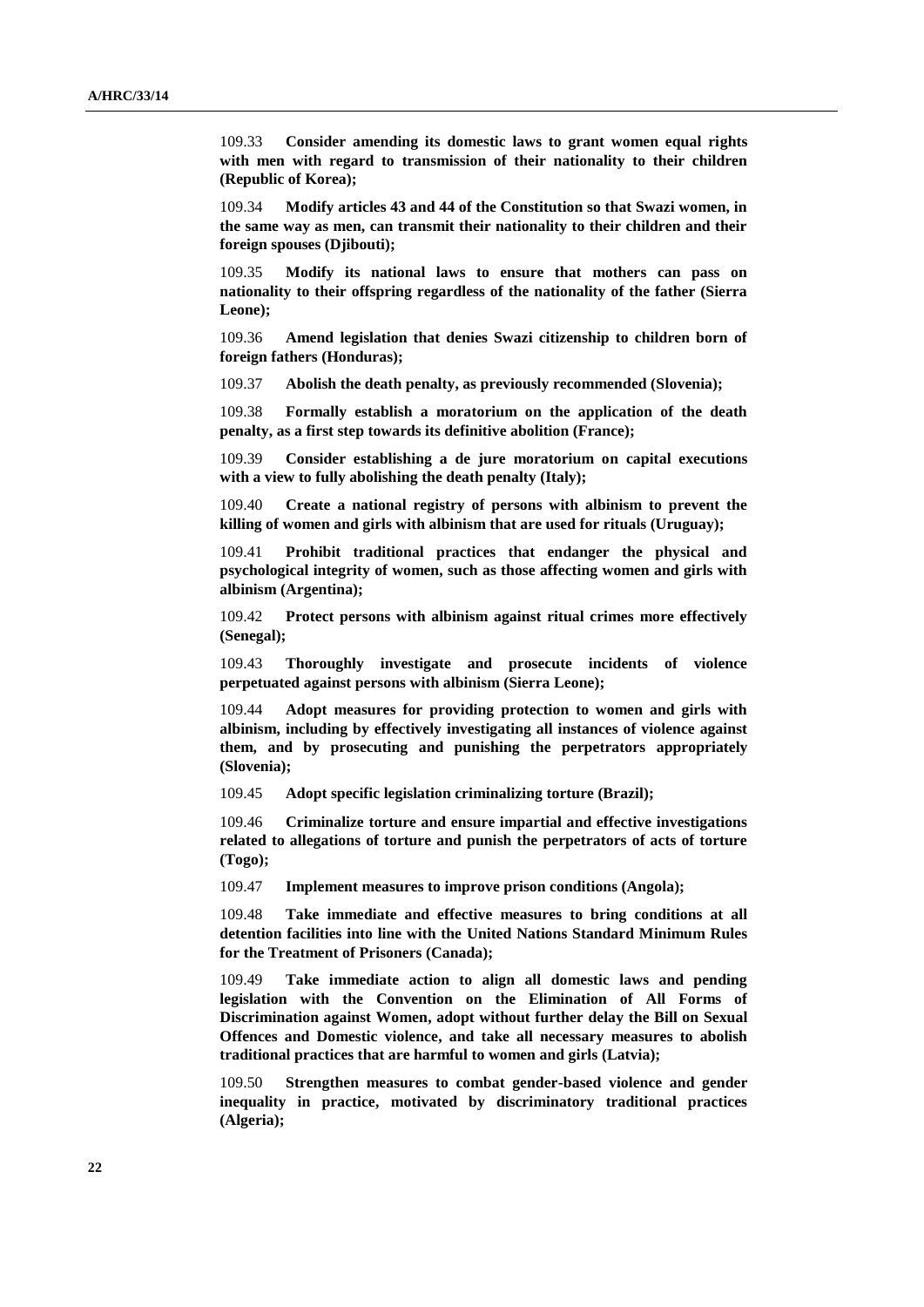109.33 **Consider amending its domestic laws to grant women equal rights with men with regard to transmission of their nationality to their children (Republic of Korea);**

109.34 **Modify articles 43 and 44 of the Constitution so that Swazi women, in the same way as men, can transmit their nationality to their children and their foreign spouses (Djibouti);**

109.35 **Modify its national laws to ensure that mothers can pass on nationality to their offspring regardless of the nationality of the father (Sierra Leone);**

109.36 **Amend legislation that denies Swazi citizenship to children born of foreign fathers (Honduras);**

109.37 **Abolish the death penalty, as previously recommended (Slovenia);**

109.38 **Formally establish a moratorium on the application of the death penalty, as a first step towards its definitive abolition (France);**

109.39 **Consider establishing a de jure moratorium on capital executions with a view to fully abolishing the death penalty (Italy);**

109.40 **Create a national registry of persons with albinism to prevent the killing of women and girls with albinism that are used for rituals (Uruguay);**

109.41 **Prohibit traditional practices that endanger the physical and psychological integrity of women, such as those affecting women and girls with albinism (Argentina);**

109.42 **Protect persons with albinism against ritual crimes more effectively (Senegal);**

109.43 **Thoroughly investigate and prosecute incidents of violence perpetuated against persons with albinism (Sierra Leone);**

109.44 **Adopt measures for providing protection to women and girls with albinism, including by effectively investigating all instances of violence against them, and by prosecuting and punishing the perpetrators appropriately (Slovenia);**

109.45 **Adopt specific legislation criminalizing torture (Brazil);**

109.46 **Criminalize torture and ensure impartial and effective investigations related to allegations of torture and punish the perpetrators of acts of torture (Togo);**

109.47 **Implement measures to improve prison conditions (Angola);**

109.48 **Take immediate and effective measures to bring conditions at all detention facilities into line with the United Nations Standard Minimum Rules for the Treatment of Prisoners (Canada);**

109.49 **Take immediate action to align all domestic laws and pending legislation with the Convention on the Elimination of All Forms of Discrimination against Women, adopt without further delay the Bill on Sexual Offences and Domestic violence, and take all necessary measures to abolish traditional practices that are harmful to women and girls (Latvia);**

109.50 **Strengthen measures to combat gender-based violence and gender inequality in practice, motivated by discriminatory traditional practices (Algeria);**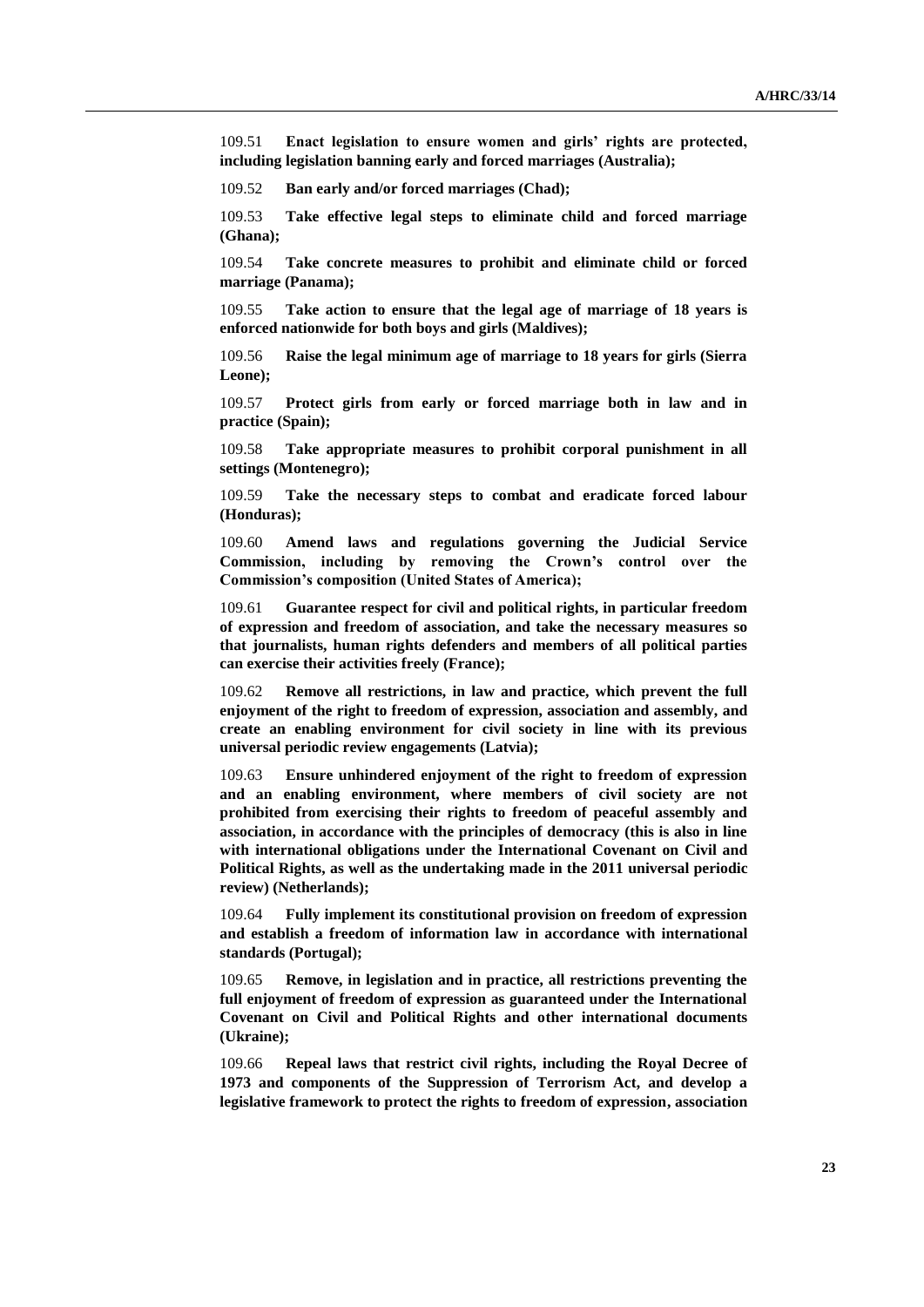109.51 **Enact legislation to ensure women and girls' rights are protected, including legislation banning early and forced marriages (Australia);**

109.52 **Ban early and/or forced marriages (Chad);**

109.53 **Take effective legal steps to eliminate child and forced marriage (Ghana);**

109.54 **Take concrete measures to prohibit and eliminate child or forced marriage (Panama);**

109.55 **Take action to ensure that the legal age of marriage of 18 years is enforced nationwide for both boys and girls (Maldives);**

109.56 **Raise the legal minimum age of marriage to 18 years for girls (Sierra Leone);**

109.57 **Protect girls from early or forced marriage both in law and in practice (Spain);**

109.58 **Take appropriate measures to prohibit corporal punishment in all settings (Montenegro);**

109.59 **Take the necessary steps to combat and eradicate forced labour (Honduras);**

109.60 **Amend laws and regulations governing the Judicial Service Commission, including by removing the Crown's control over the Commission's composition (United States of America);**

109.61 **Guarantee respect for civil and political rights, in particular freedom of expression and freedom of association, and take the necessary measures so that journalists, human rights defenders and members of all political parties can exercise their activities freely (France);**

109.62 **Remove all restrictions, in law and practice, which prevent the full enjoyment of the right to freedom of expression, association and assembly, and create an enabling environment for civil society in line with its previous universal periodic review engagements (Latvia);**

109.63 **Ensure unhindered enjoyment of the right to freedom of expression and an enabling environment, where members of civil society are not prohibited from exercising their rights to freedom of peaceful assembly and association, in accordance with the principles of democracy (this is also in line with international obligations under the International Covenant on Civil and Political Rights, as well as the undertaking made in the 2011 universal periodic review) (Netherlands);**

109.64 **Fully implement its constitutional provision on freedom of expression and establish a freedom of information law in accordance with international standards (Portugal);**

109.65 **Remove, in legislation and in practice, all restrictions preventing the full enjoyment of freedom of expression as guaranteed under the International Covenant on Civil and Political Rights and other international documents (Ukraine);**

109.66 **Repeal laws that restrict civil rights, including the Royal Decree of 1973 and components of the Suppression of Terrorism Act, and develop a legislative framework to protect the rights to freedom of expression, association**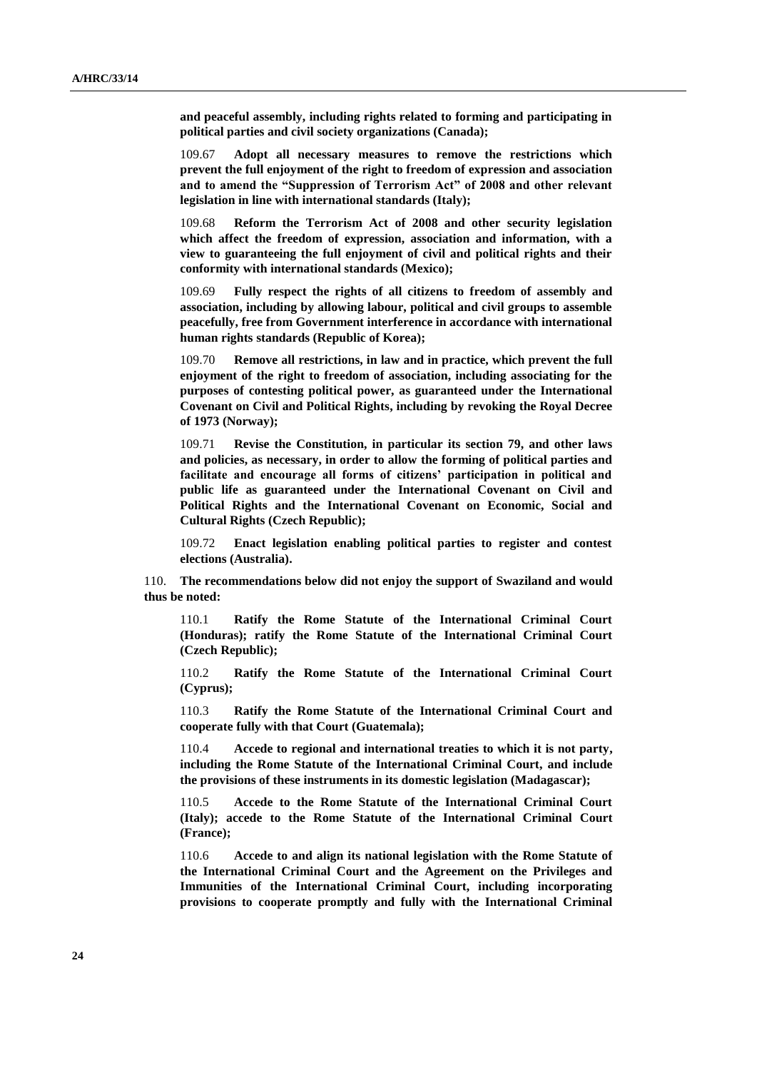**and peaceful assembly, including rights related to forming and participating in political parties and civil society organizations (Canada);**

109.67 **Adopt all necessary measures to remove the restrictions which prevent the full enjoyment of the right to freedom of expression and association and to amend the "Suppression of Terrorism Act" of 2008 and other relevant legislation in line with international standards (Italy);**

109.68 **Reform the Terrorism Act of 2008 and other security legislation which affect the freedom of expression, association and information, with a view to guaranteeing the full enjoyment of civil and political rights and their conformity with international standards (Mexico);**

109.69 **Fully respect the rights of all citizens to freedom of assembly and association, including by allowing labour, political and civil groups to assemble peacefully, free from Government interference in accordance with international human rights standards (Republic of Korea);**

109.70 **Remove all restrictions, in law and in practice, which prevent the full enjoyment of the right to freedom of association, including associating for the purposes of contesting political power, as guaranteed under the International Covenant on Civil and Political Rights, including by revoking the Royal Decree of 1973 (Norway);**

109.71 **Revise the Constitution, in particular its section 79, and other laws and policies, as necessary, in order to allow the forming of political parties and facilitate and encourage all forms of citizens' participation in political and public life as guaranteed under the International Covenant on Civil and Political Rights and the International Covenant on Economic, Social and Cultural Rights (Czech Republic);**

109.72 **Enact legislation enabling political parties to register and contest elections (Australia).**

110. **The recommendations below did not enjoy the support of Swaziland and would thus be noted:**

110.1 **Ratify the Rome Statute of the International Criminal Court (Honduras); ratify the Rome Statute of the International Criminal Court (Czech Republic);**

110.2 **Ratify the Rome Statute of the International Criminal Court (Cyprus);**

110.3 **Ratify the Rome Statute of the International Criminal Court and cooperate fully with that Court (Guatemala);**

110.4 **Accede to regional and international treaties to which it is not party, including the Rome Statute of the International Criminal Court, and include the provisions of these instruments in its domestic legislation (Madagascar);**

110.5 **Accede to the Rome Statute of the International Criminal Court (Italy); accede to the Rome Statute of the International Criminal Court (France);**

110.6 **Accede to and align its national legislation with the Rome Statute of the International Criminal Court and the Agreement on the Privileges and Immunities of the International Criminal Court, including incorporating provisions to cooperate promptly and fully with the International Criminal**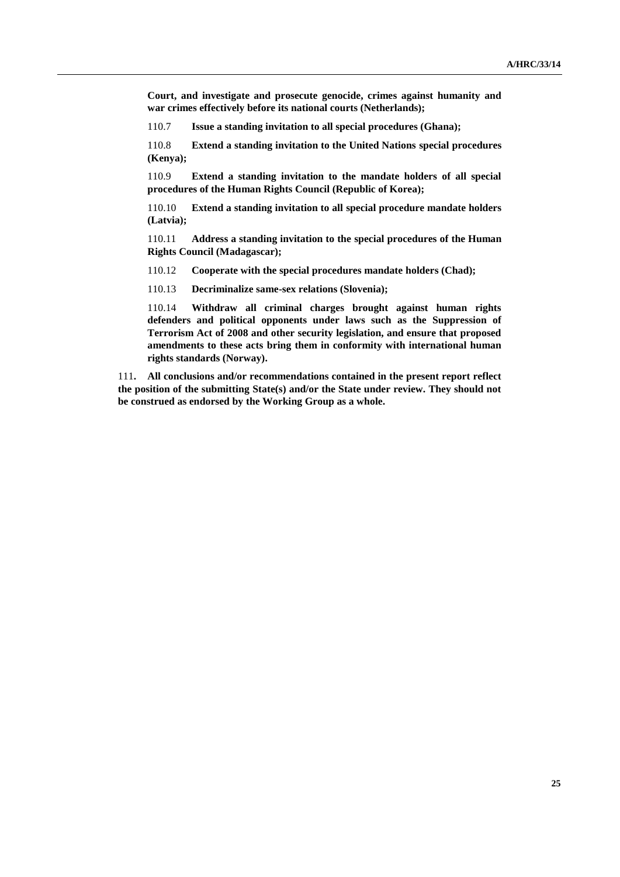**Court, and investigate and prosecute genocide, crimes against humanity and war crimes effectively before its national courts (Netherlands);**

110.7 **Issue a standing invitation to all special procedures (Ghana);**

110.8 **Extend a standing invitation to the United Nations special procedures (Kenya);**

110.9 **Extend a standing invitation to the mandate holders of all special procedures of the Human Rights Council (Republic of Korea);**

110.10 **Extend a standing invitation to all special procedure mandate holders (Latvia);**

110.11 **Address a standing invitation to the special procedures of the Human Rights Council (Madagascar);**

110.12 **Cooperate with the special procedures mandate holders (Chad);**

110.13 **Decriminalize same-sex relations (Slovenia);**

110.14 **Withdraw all criminal charges brought against human rights defenders and political opponents under laws such as the Suppression of Terrorism Act of 2008 and other security legislation, and ensure that proposed amendments to these acts bring them in conformity with international human rights standards (Norway).**

111. **All conclusions and/or recommendations contained in the present report reflect the position of the submitting State(s) and/or the State under review. They should not be construed as endorsed by the Working Group as a whole.**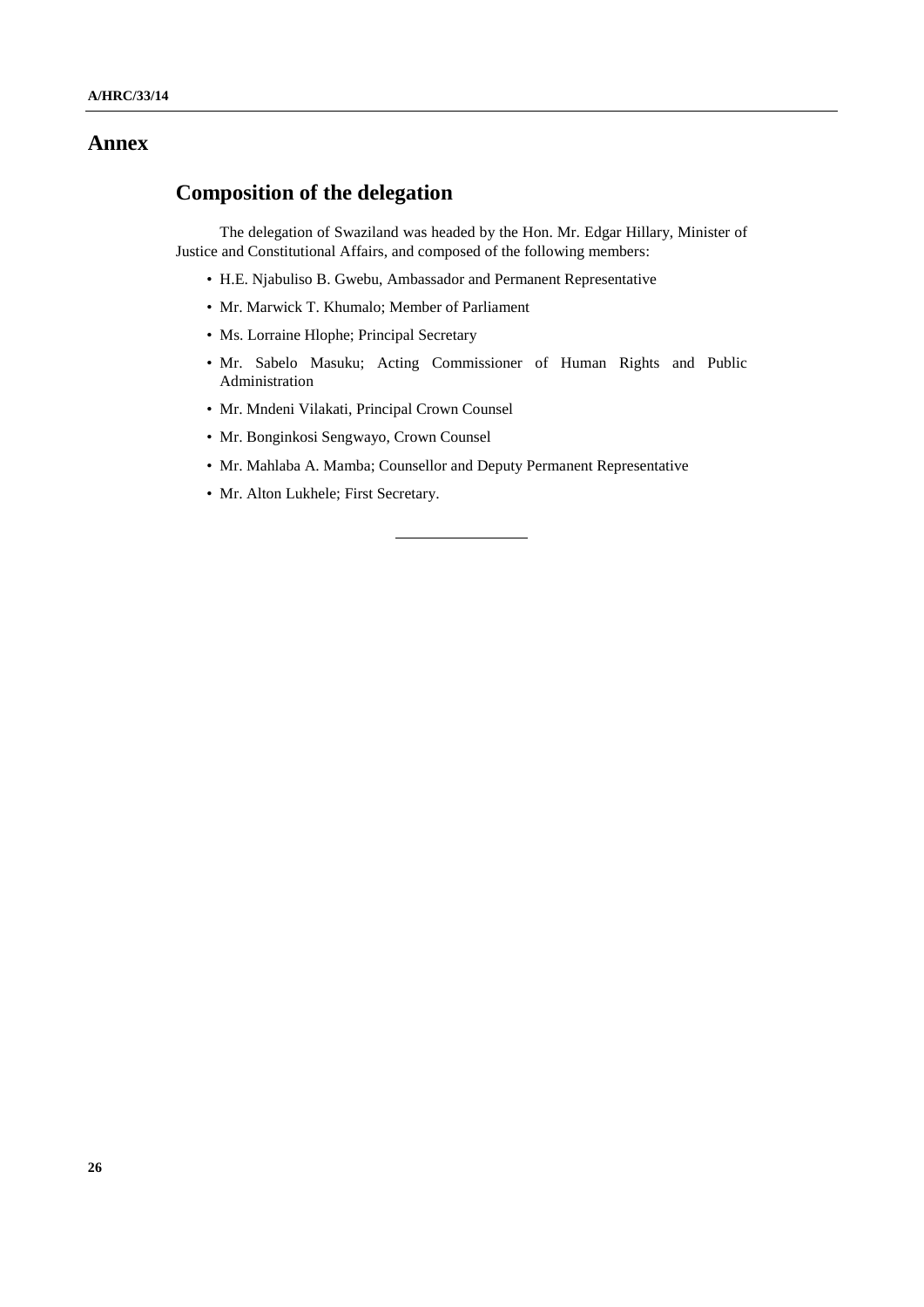# Annex

## Composition of the delegation

The delegation of Swaziland was headed by the Hon. Mr. Edgar Hillary, Minister of Justice and Constitutional Affairs, and composed of the following members:

- H.E. Njabuliso B. Gwebu, Ambassador and Permanent Representative
- Mr. Marwick T. Khumalo; Member of Parliament
- Ms. Lorraine Hlophe; Principal Secretary
- Mr. Sabelo Masuku; Acting Commissioner of Human Rights and Public Administration
- Mr. Mndeni Vilakati, Principal Crown Counsel
- Mr. Bonginkosi Sengwayo, Crown Counsel
- Mr. Mahlaba A. Mamba; Counsellor and Deputy Permanent Representative
- Mr. Alton Lukhele; First Secretary.